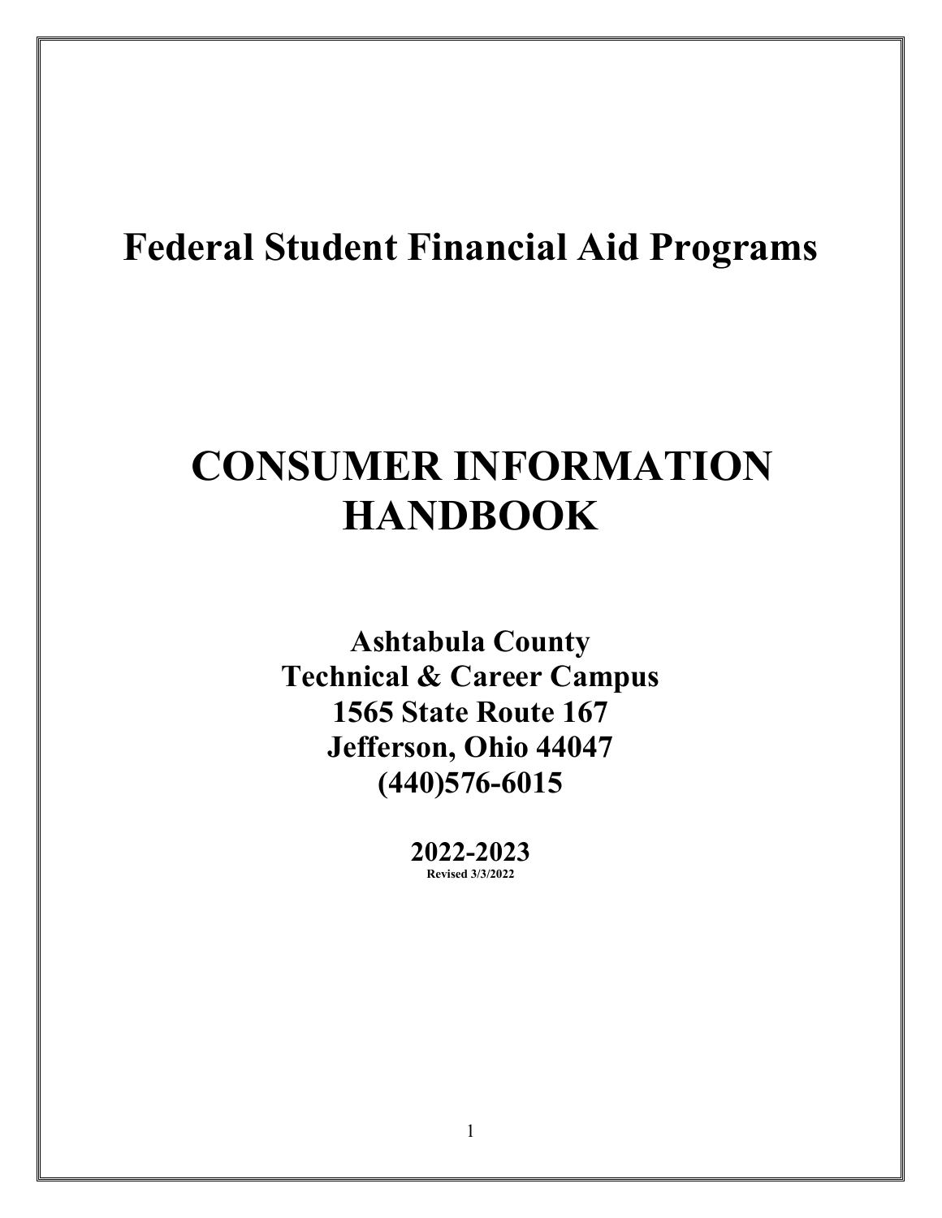# Federal Student Financial Aid Programs

# CONSUMER INFORMATION HANDBOOK

**Ashtabula County**
**Technical & Career Campus**
**1565 State Route 167**
**Jefferson, Ohio 44047**
**(440)576-6015**

**2022-2023**
**Revised 3/3/2022**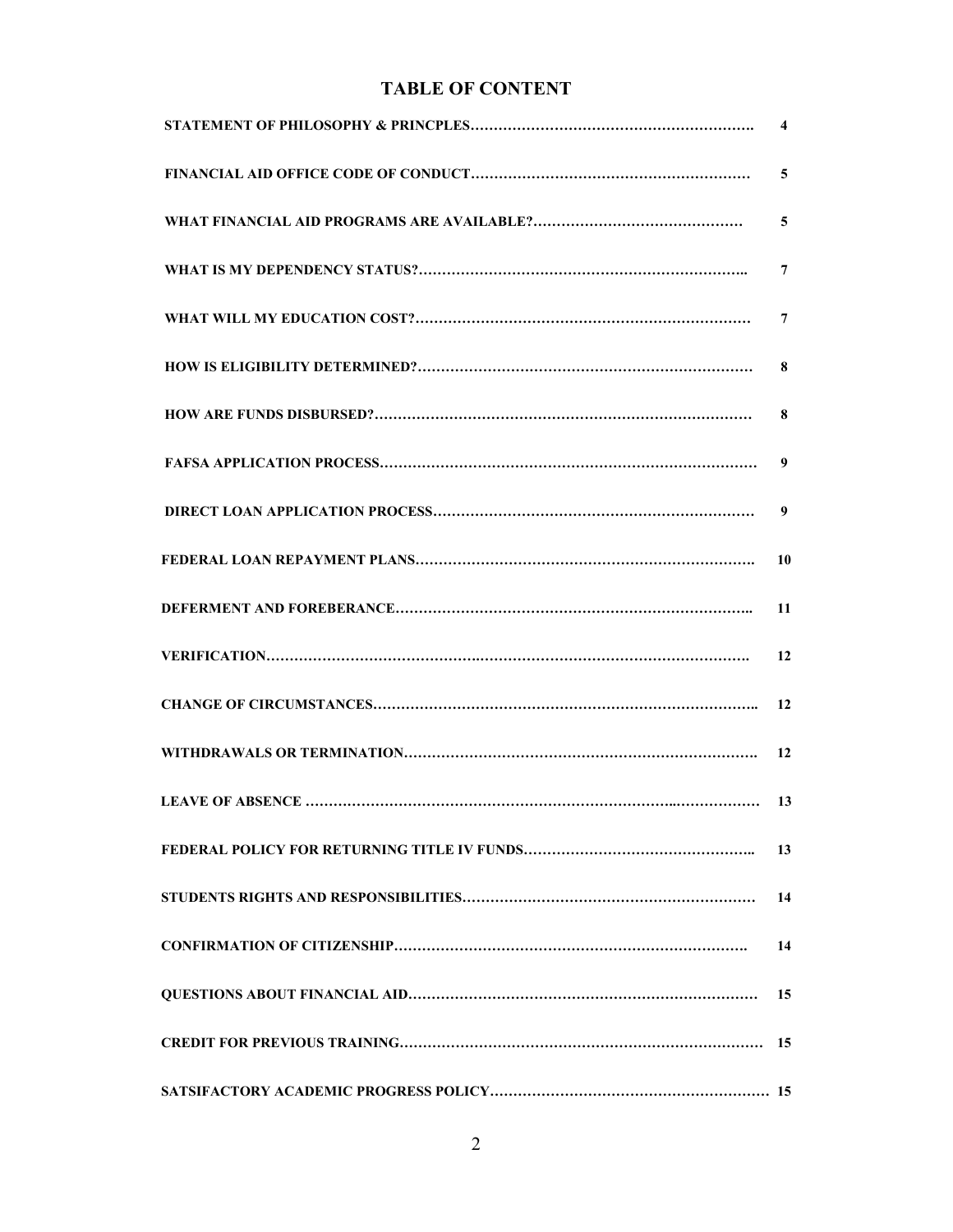# TABLE OF CONTENT

| | |
|---|---|
| **STATEMENT OF PHILOSOPHY & PRINCPLES** | **4** |
| **FINANCIAL AID OFFICE CODE OF CONDUCT** | **5** |
| **WHAT FINANCIAL AID PROGRAMS ARE AVAILABLE?** | **5** |
| **WHAT IS MY DEPENDENCY STATUS?** | **7** |
| **WHAT WILL MY EDUCATION COST?** | **7** |
| **HOW IS ELIGIBILITY DETERMINED?** | **8** |
| **HOW ARE FUNDS DISBURSED?** | **8** |
| **FAFSA APPLICATION PROCESS** | **9** |
| **DIRECT LOAN APPLICATION PROCESS** | **9** |
| **FEDERAL LOAN REPAYMENT PLANS** | **10** |
| **DEFERMENT AND FOREBERANCE** | **11** |
| **VERIFICATION** | **12** |
| **CHANGE OF CIRCUMSTANCES** | **12** |
| **WITHDRAWALS OR TERMINATION** | **12** |
| **LEAVE OF ABSENCE** | **13** |
| **FEDERAL POLICY FOR RETURNING TITLE IV FUNDS** | **13** |
| **STUDENTS RIGHTS AND RESPONSIBILITIES** | **14** |
| **CONFIRMATION OF CITIZENSHIP** | **14** |
| **QUESTIONS ABOUT FINANCIAL AID** | **15** |
| **CREDIT FOR PREVIOUS TRAINING** | **15** |
| **SATSIFACTORY ACADEMIC PROGRESS POLICY** | **15** |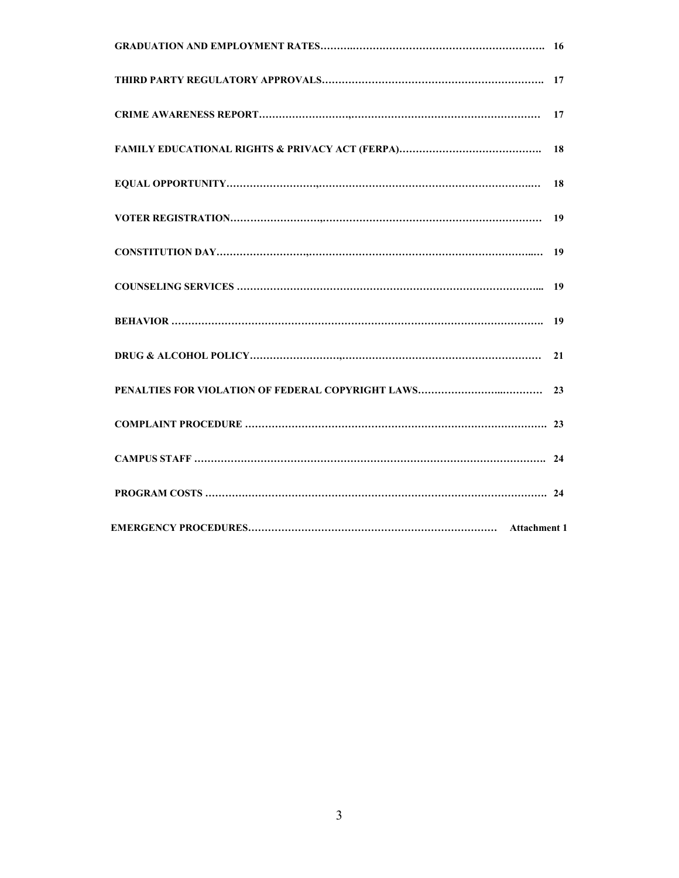**GRADUATION AND EMPLOYMENT RATES……..……………………………………………….. 16**

**THIRD PARTY REGULATORY APPROVALS…………………………………………………………. 17**

**CRIME AWARENESS REPORT……………………,………………………………………………… 17**

**FAMILY EDUCATIONAL RIGHTS & PRIVACY ACT (FERPA)……………………………………. 18**

**EQUAL OPPORTUNITY……………………….,…………………………………………………….… 18**

**VOTER REGISTRATION……………………….,…………………………………………………… 19**

**CONSTITUTION DAY……………………….,………………………………………………………..… 19**

**COUNSELING SERVICES …………………………………………………………………………... 19**

**BEHAVIOR ……………………………………………………………………………………………. 19**

**DRUG & ALCOHOL POLICY……………………,……………………………………………………… 21**

**PENALTIES FOR VIOLATION OF FEDERAL COPYRIGHT LAWS…………………...………… 23**

**COMPLAINT PROCEDURE ……………………………………………………………………………. 23**

**CAMPUS STAFF ……………………………………………………………………………………. 24**

**PROGRAM COSTS ……………………………………………………………………………………. 24**

**EMERGENCY PROCEDURES………………………………………………………………… Attachment 1**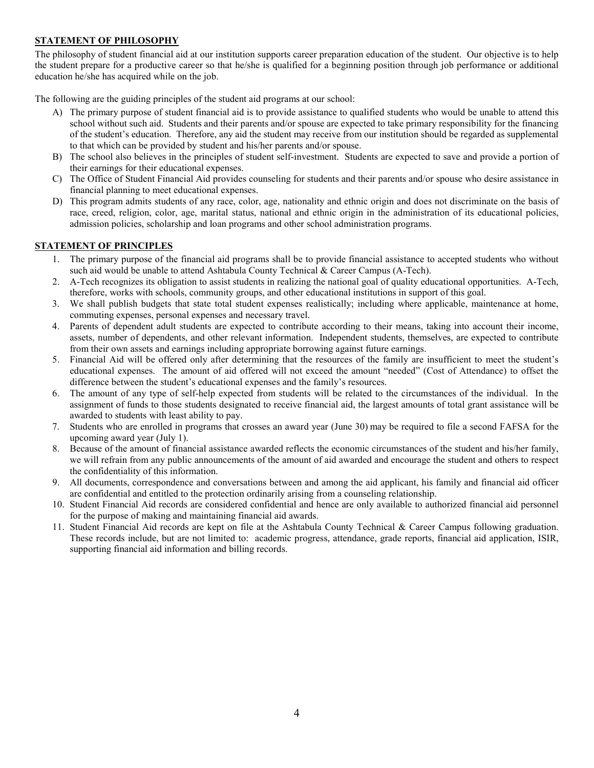## STATEMENT OF PHILOSOPHY

The philosophy of student financial aid at our institution supports career preparation education of the student. Our objective is to help the student prepare for a productive career so that he/she is qualified for a beginning position through job performance or additional education he/she has acquired while on the job.

The following are the guiding principles of the student aid programs at our school:

A) The primary purpose of student financial aid is to provide assistance to qualified students who would be unable to attend this school without such aid. Students and their parents and/or spouse are expected to take primary responsibility for the financing of the student's education. Therefore, any aid the student may receive from our institution should be regarded as supplemental to that which can be provided by student and his/her parents and/or spouse.

B) The school also believes in the principles of student self-investment. Students are expected to save and provide a portion of their earnings for their educational expenses.

C) The Office of Student Financial Aid provides counseling for students and their parents and/or spouse who desire assistance in financial planning to meet educational expenses.

D) This program admits students of any race, color, age, nationality and ethnic origin and does not discriminate on the basis of race, creed, religion, color, age, marital status, national and ethnic origin in the administration of its educational policies, admission policies, scholarship and loan programs and other school administration programs.

## STATEMENT OF PRINCIPLES

1. The primary purpose of the financial aid programs shall be to provide financial assistance to accepted students who without such aid would be unable to attend Ashtabula County Technical & Career Campus (A-Tech).
2. A-Tech recognizes its obligation to assist students in realizing the national goal of quality educational opportunities. A-Tech, therefore, works with schools, community groups, and other educational institutions in support of this goal.
3. We shall publish budgets that state total student expenses realistically; including where applicable, maintenance at home, commuting expenses, personal expenses and necessary travel.
4. Parents of dependent adult students are expected to contribute according to their means, taking into account their income, assets, number of dependents, and other relevant information. Independent students, themselves, are expected to contribute from their own assets and earnings including appropriate borrowing against future earnings.
5. Financial Aid will be offered only after determining that the resources of the family are insufficient to meet the student's educational expenses. The amount of aid offered will not exceed the amount "needed" (Cost of Attendance) to offset the difference between the student's educational expenses and the family's resources.
6. The amount of any type of self-help expected from students will be related to the circumstances of the individual. In the assignment of funds to those students designated to receive financial aid, the largest amounts of total grant assistance will be awarded to students with least ability to pay.
7. Students who are enrolled in programs that crosses an award year (June 30) may be required to file a second FAFSA for the upcoming award year (July 1).
8. Because of the amount of financial assistance awarded reflects the economic circumstances of the student and his/her family, we will refrain from any public announcements of the amount of aid awarded and encourage the student and others to respect the confidentiality of this information.
9. All documents, correspondence and conversations between and among the aid applicant, his family and financial aid officer are confidential and entitled to the protection ordinarily arising from a counseling relationship.
10. Student Financial Aid records are considered confidential and hence are only available to authorized financial aid personnel for the purpose of making and maintaining financial aid awards.
11. Student Financial Aid records are kept on file at the Ashtabula County Technical & Career Campus following graduation. These records include, but are not limited to: academic progress, attendance, grade reports, financial aid application, ISIR, supporting financial aid information and billing records.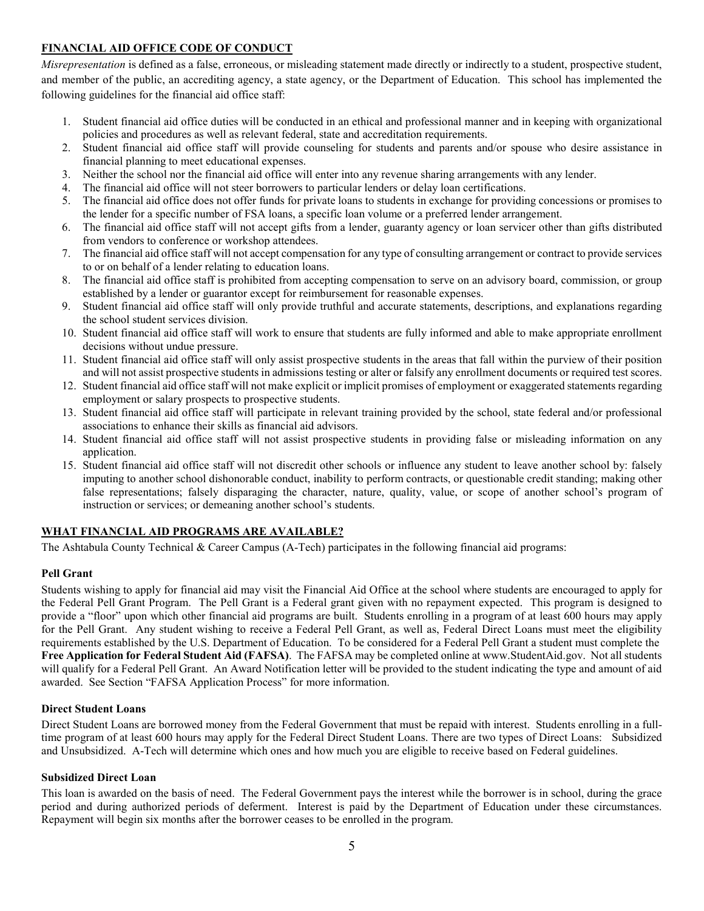## FINANCIAL AID OFFICE CODE OF CONDUCT

*Misrepresentation* is defined as a false, erroneous, or misleading statement made directly or indirectly to a student, prospective student, and member of the public, an accrediting agency, a state agency, or the Department of Education. This school has implemented the following guidelines for the financial aid office staff:

1. Student financial aid office duties will be conducted in an ethical and professional manner and in keeping with organizational policies and procedures as well as relevant federal, state and accreditation requirements.
2. Student financial aid office staff will provide counseling for students and parents and/or spouse who desire assistance in financial planning to meet educational expenses.
3. Neither the school nor the financial aid office will enter into any revenue sharing arrangements with any lender.
4. The financial aid office will not steer borrowers to particular lenders or delay loan certifications.
5. The financial aid office does not offer funds for private loans to students in exchange for providing concessions or promises to the lender for a specific number of FSA loans, a specific loan volume or a preferred lender arrangement.
6. The financial aid office staff will not accept gifts from a lender, guaranty agency or loan servicer other than gifts distributed from vendors to conference or workshop attendees.
7. The financial aid office staff will not accept compensation for any type of consulting arrangement or contract to provide services to or on behalf of a lender relating to education loans.
8. The financial aid office staff is prohibited from accepting compensation to serve on an advisory board, commission, or group established by a lender or guarantor except for reimbursement for reasonable expenses.
9. Student financial aid office staff will only provide truthful and accurate statements, descriptions, and explanations regarding the school student services division.
10. Student financial aid office staff will work to ensure that students are fully informed and able to make appropriate enrollment decisions without undue pressure.
11. Student financial aid office staff will only assist prospective students in the areas that fall within the purview of their position and will not assist prospective students in admissions testing or alter or falsify any enrollment documents or required test scores.
12. Student financial aid office staff will not make explicit or implicit promises of employment or exaggerated statements regarding employment or salary prospects to prospective students.
13. Student financial aid office staff will participate in relevant training provided by the school, state federal and/or professional associations to enhance their skills as financial aid advisors.
14. Student financial aid office staff will not assist prospective students in providing false or misleading information on any application.
15. Student financial aid office staff will not discredit other schools or influence any student to leave another school by: falsely imputing to another school dishonorable conduct, inability to perform contracts, or questionable credit standing; making other false representations; falsely disparaging the character, nature, quality, value, or scope of another school's program of instruction or services; or demeaning another school's students.

## WHAT FINANCIAL AID PROGRAMS ARE AVAILABLE?

The Ashtabula County Technical & Career Campus (A-Tech) participates in the following financial aid programs:

### Pell Grant

Students wishing to apply for financial aid may visit the Financial Aid Office at the school where students are encouraged to apply for the Federal Pell Grant Program. The Pell Grant is a Federal grant given with no repayment expected. This program is designed to provide a "floor" upon which other financial aid programs are built. Students enrolling in a program of at least 600 hours may apply for the Pell Grant. Any student wishing to receive a Federal Pell Grant, as well as, Federal Direct Loans must meet the eligibility requirements established by the U.S. Department of Education. To be considered for a Federal Pell Grant a student must complete the **Free Application for Federal Student Aid (FAFSA)**. The FAFSA may be completed online at www.StudentAid.gov. Not all students will qualify for a Federal Pell Grant. An Award Notification letter will be provided to the student indicating the type and amount of aid awarded. See Section "FAFSA Application Process" for more information.

### Direct Student Loans

Direct Student Loans are borrowed money from the Federal Government that must be repaid with interest. Students enrolling in a full-time program of at least 600 hours may apply for the Federal Direct Student Loans. There are two types of Direct Loans: Subsidized and Unsubsidized. A-Tech will determine which ones and how much you are eligible to receive based on Federal guidelines.

### Subsidized Direct Loan

This loan is awarded on the basis of need. The Federal Government pays the interest while the borrower is in school, during the grace period and during authorized periods of deferment. Interest is paid by the Department of Education under these circumstances. Repayment will begin six months after the borrower ceases to be enrolled in the program.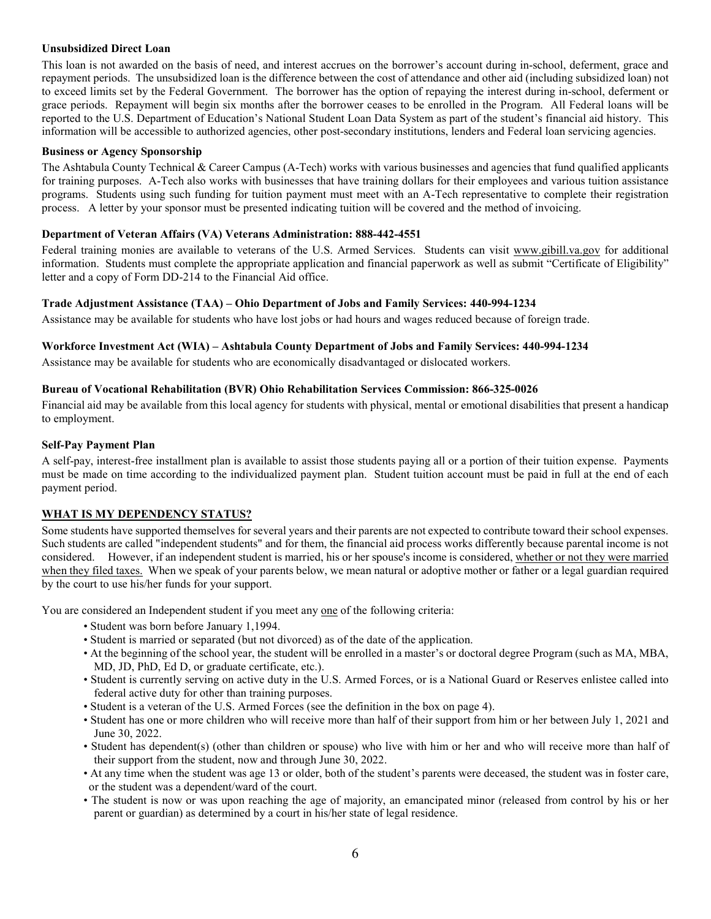**Unsubsidized Direct Loan**

This loan is not awarded on the basis of need, and interest accrues on the borrower's account during in-school, deferment, grace and repayment periods. The unsubsidized loan is the difference between the cost of attendance and other aid (including subsidized loan) not to exceed limits set by the Federal Government. The borrower has the option of repaying the interest during in-school, deferment or grace periods. Repayment will begin six months after the borrower ceases to be enrolled in the Program. All Federal loans will be reported to the U.S. Department of Education's National Student Loan Data System as part of the student's financial aid history. This information will be accessible to authorized agencies, other post-secondary institutions, lenders and Federal loan servicing agencies.

**Business or Agency Sponsorship**

The Ashtabula County Technical & Career Campus (A-Tech) works with various businesses and agencies that fund qualified applicants for training purposes. A-Tech also works with businesses that have training dollars for their employees and various tuition assistance programs. Students using such funding for tuition payment must meet with an A-Tech representative to complete their registration process. A letter by your sponsor must be presented indicating tuition will be covered and the method of invoicing.

**Department of Veteran Affairs (VA) Veterans Administration: 888-442-4551**

Federal training monies are available to veterans of the U.S. Armed Services. Students can visit www.gibill.va.gov for additional information. Students must complete the appropriate application and financial paperwork as well as submit "Certificate of Eligibility" letter and a copy of Form DD-214 to the Financial Aid office.

**Trade Adjustment Assistance (TAA) – Ohio Department of Jobs and Family Services: 440-994-1234**

Assistance may be available for students who have lost jobs or had hours and wages reduced because of foreign trade.

**Workforce Investment Act (WIA) – Ashtabula County Department of Jobs and Family Services: 440-994-1234**

Assistance may be available for students who are economically disadvantaged or dislocated workers.

**Bureau of Vocational Rehabilitation (BVR) Ohio Rehabilitation Services Commission: 866-325-0026**

Financial aid may be available from this local agency for students with physical, mental or emotional disabilities that present a handicap to employment.

**Self-Pay Payment Plan**

A self-pay, interest-free installment plan is available to assist those students paying all or a portion of their tuition expense. Payments must be made on time according to the individualized payment plan. Student tuition account must be paid in full at the end of each payment period.

**WHAT IS MY DEPENDENCY STATUS?**

Some students have supported themselves for several years and their parents are not expected to contribute toward their school expenses. Such students are called "independent students" and for them, the financial aid process works differently because parental income is not considered. However, if an independent student is married, his or her spouse's income is considered, whether or not they were married when they filed taxes. When we speak of your parents below, we mean natural or adoptive mother or father or a legal guardian required by the court to use his/her funds for your support.

You are considered an Independent student if you meet any one of the following criteria:

- Student was born before January 1,1994.
- Student is married or separated (but not divorced) as of the date of the application.
- At the beginning of the school year, the student will be enrolled in a master's or doctoral degree Program (such as MA, MBA, MD, JD, PhD, Ed D, or graduate certificate, etc.).
- Student is currently serving on active duty in the U.S. Armed Forces, or is a National Guard or Reserves enlistee called into federal active duty for other than training purposes.
- Student is a veteran of the U.S. Armed Forces (see the definition in the box on page 4).
- Student has one or more children who will receive more than half of their support from him or her between July 1, 2021 and June 30, 2022.
- Student has dependent(s) (other than children or spouse) who live with him or her and who will receive more than half of their support from the student, now and through June 30, 2022.
- At any time when the student was age 13 or older, both of the student's parents were deceased, the student was in foster care, or the student was a dependent/ward of the court.
- The student is now or was upon reaching the age of majority, an emancipated minor (released from control by his or her parent or guardian) as determined by a court in his/her state of legal residence.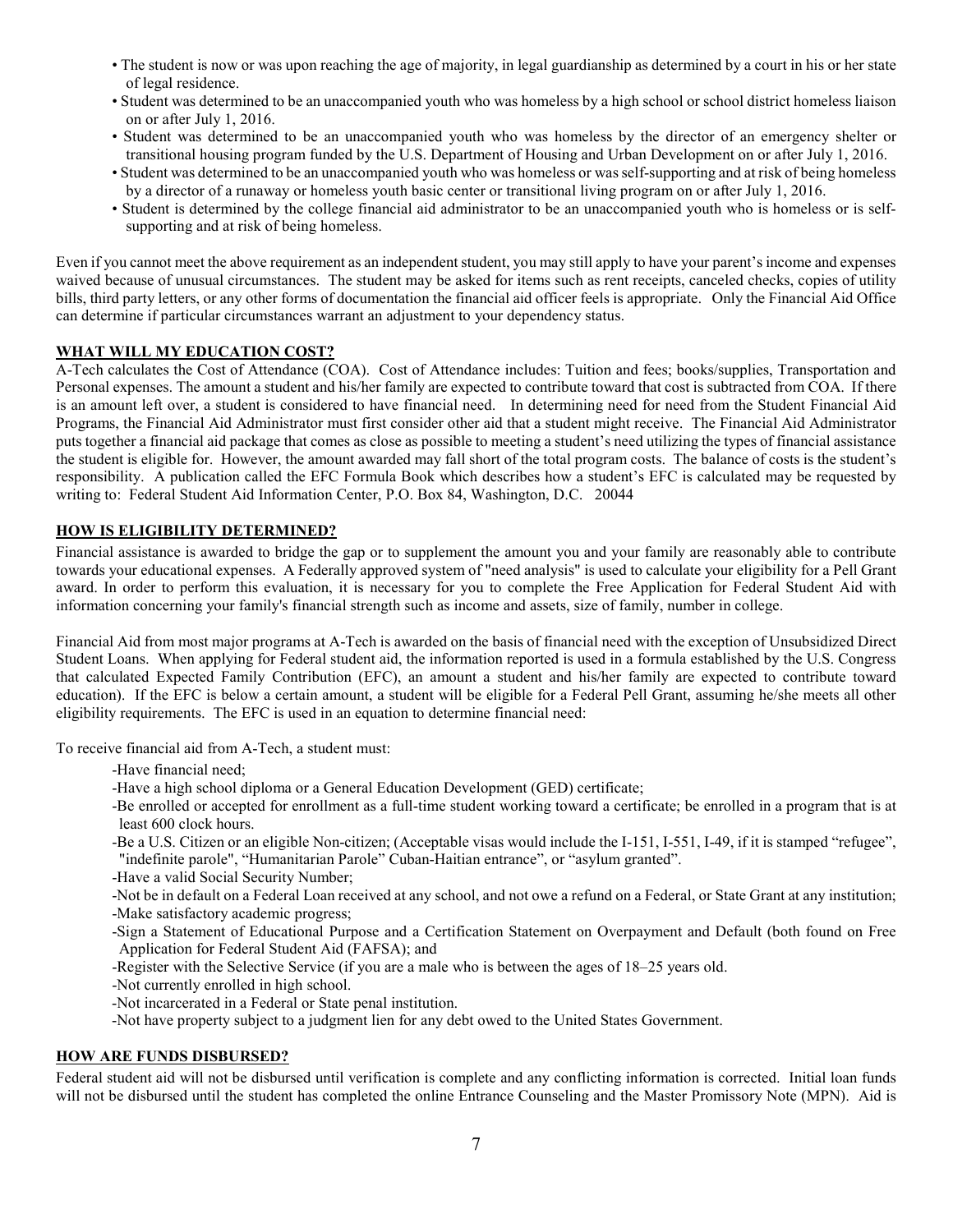- The student is now or was upon reaching the age of majority, in legal guardianship as determined by a court in his or her state of legal residence.
- Student was determined to be an unaccompanied youth who was homeless by a high school or school district homeless liaison on or after July 1, 2016.
- Student was determined to be an unaccompanied youth who was homeless by the director of an emergency shelter or transitional housing program funded by the U.S. Department of Housing and Urban Development on or after July 1, 2016.
- Student was determined to be an unaccompanied youth who was homeless or was self-supporting and at risk of being homeless by a director of a runaway or homeless youth basic center or transitional living program on or after July 1, 2016.
- Student is determined by the college financial aid administrator to be an unaccompanied youth who is homeless or is self-supporting and at risk of being homeless.

Even if you cannot meet the above requirement as an independent student, you may still apply to have your parent's income and expenses waived because of unusual circumstances. The student may be asked for items such as rent receipts, canceled checks, copies of utility bills, third party letters, or any other forms of documentation the financial aid officer feels is appropriate. Only the Financial Aid Office can determine if particular circumstances warrant an adjustment to your dependency status.

## WHAT WILL MY EDUCATION COST?

A-Tech calculates the Cost of Attendance (COA). Cost of Attendance includes: Tuition and fees; books/supplies, Transportation and Personal expenses. The amount a student and his/her family are expected to contribute toward that cost is subtracted from COA. If there is an amount left over, a student is considered to have financial need. In determining need for need from the Student Financial Aid Programs, the Financial Aid Administrator must first consider other aid that a student might receive. The Financial Aid Administrator puts together a financial aid package that comes as close as possible to meeting a student's need utilizing the types of financial assistance the student is eligible for. However, the amount awarded may fall short of the total program costs. The balance of costs is the student's responsibility. A publication called the EFC Formula Book which describes how a student's EFC is calculated may be requested by writing to: Federal Student Aid Information Center, P.O. Box 84, Washington, D.C. 20044

## HOW IS ELIGIBILITY DETERMINED?

Financial assistance is awarded to bridge the gap or to supplement the amount you and your family are reasonably able to contribute towards your educational expenses. A Federally approved system of "need analysis" is used to calculate your eligibility for a Pell Grant award. In order to perform this evaluation, it is necessary for you to complete the Free Application for Federal Student Aid with information concerning your family's financial strength such as income and assets, size of family, number in college.

Financial Aid from most major programs at A-Tech is awarded on the basis of financial need with the exception of Unsubsidized Direct Student Loans. When applying for Federal student aid, the information reported is used in a formula established by the U.S. Congress that calculated Expected Family Contribution (EFC), an amount a student and his/her family are expected to contribute toward education). If the EFC is below a certain amount, a student will be eligible for a Federal Pell Grant, assuming he/she meets all other eligibility requirements. The EFC is used in an equation to determine financial need:

To receive financial aid from A-Tech, a student must:

- Have financial need;
- Have a high school diploma or a General Education Development (GED) certificate;
- Be enrolled or accepted for enrollment as a full-time student working toward a certificate; be enrolled in a program that is at least 600 clock hours.
- Be a U.S. Citizen or an eligible Non-citizen; (Acceptable visas would include the I-151, I-551, I-49, if it is stamped "refugee", "indefinite parole", "Humanitarian Parole" Cuban-Haitian entrance", or "asylum granted".
- Have a valid Social Security Number;
- Not be in default on a Federal Loan received at any school, and not owe a refund on a Federal, or State Grant at any institution;
- Make satisfactory academic progress;
- Sign a Statement of Educational Purpose and a Certification Statement on Overpayment and Default (both found on Free Application for Federal Student Aid (FAFSA); and
- Register with the Selective Service (if you are a male who is between the ages of 18–25 years old.
- Not currently enrolled in high school.
- Not incarcerated in a Federal or State penal institution.
- Not have property subject to a judgment lien for any debt owed to the United States Government.

## HOW ARE FUNDS DISBURSED?

Federal student aid will not be disbursed until verification is complete and any conflicting information is corrected. Initial loan funds will not be disbursed until the student has completed the online Entrance Counseling and the Master Promissory Note (MPN). Aid is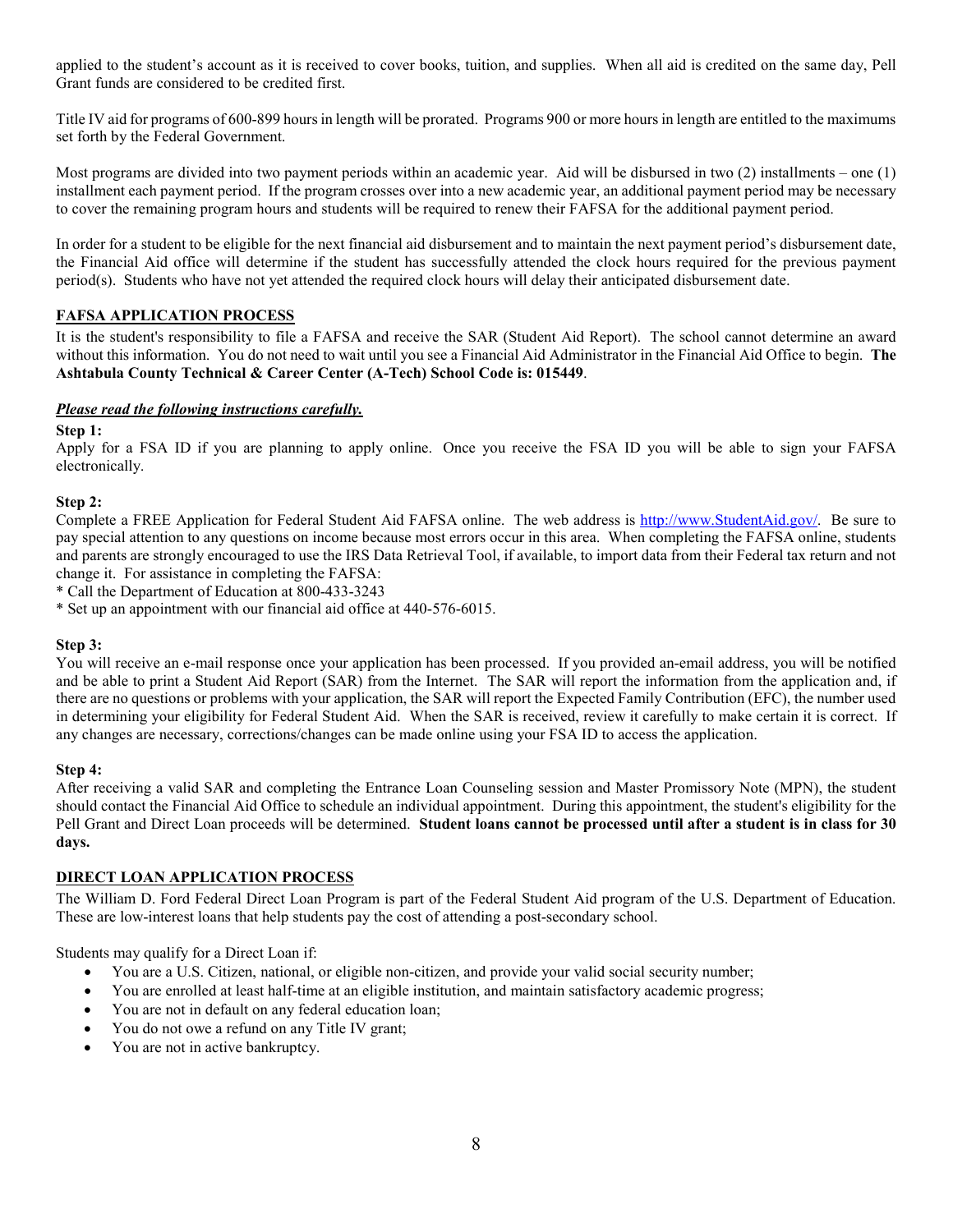applied to the student's account as it is received to cover books, tuition, and supplies. When all aid is credited on the same day, Pell Grant funds are considered to be credited first.

Title IV aid for programs of 600-899 hours in length will be prorated. Programs 900 or more hours in length are entitled to the maximums set forth by the Federal Government.

Most programs are divided into two payment periods within an academic year. Aid will be disbursed in two (2) installments – one (1) installment each payment period. If the program crosses over into a new academic year, an additional payment period may be necessary to cover the remaining program hours and students will be required to renew their FAFSA for the additional payment period.

In order for a student to be eligible for the next financial aid disbursement and to maintain the next payment period's disbursement date, the Financial Aid office will determine if the student has successfully attended the clock hours required for the previous payment period(s). Students who have not yet attended the required clock hours will delay their anticipated disbursement date.

## FAFSA APPLICATION PROCESS

It is the student's responsibility to file a FAFSA and receive the SAR (Student Aid Report). The school cannot determine an award without this information. You do not need to wait until you see a Financial Aid Administrator in the Financial Aid Office to begin. **The Ashtabula County Technical & Career Center (A-Tech) School Code is: 015449**.

***Please read the following instructions carefully.***

**Step 1:**
Apply for a FSA ID if you are planning to apply online. Once you receive the FSA ID you will be able to sign your FAFSA electronically.

**Step 2:**
Complete a FREE Application for Federal Student Aid FAFSA online. The web address is [http://www.StudentAid.gov/](http://www.StudentAid.gov/). Be sure to pay special attention to any questions on income because most errors occur in this area. When completing the FAFSA online, students and parents are strongly encouraged to use the IRS Data Retrieval Tool, if available, to import data from their Federal tax return and not change it. For assistance in completing the FAFSA:
* Call the Department of Education at 800-433-3243
* Set up an appointment with our financial aid office at 440-576-6015.

**Step 3:**
You will receive an e-mail response once your application has been processed. If you provided an-email address, you will be notified and be able to print a Student Aid Report (SAR) from the Internet. The SAR will report the information from the application and, if there are no questions or problems with your application, the SAR will report the Expected Family Contribution (EFC), the number used in determining your eligibility for Federal Student Aid. When the SAR is received, review it carefully to make certain it is correct. If any changes are necessary, corrections/changes can be made online using your FSA ID to access the application.

**Step 4:**
After receiving a valid SAR and completing the Entrance Loan Counseling session and Master Promissory Note (MPN), the student should contact the Financial Aid Office to schedule an individual appointment. During this appointment, the student's eligibility for the Pell Grant and Direct Loan proceeds will be determined. **Student loans cannot be processed until after a student is in class for 30 days.**

## DIRECT LOAN APPLICATION PROCESS

The William D. Ford Federal Direct Loan Program is part of the Federal Student Aid program of the U.S. Department of Education. These are low-interest loans that help students pay the cost of attending a post-secondary school.

Students may qualify for a Direct Loan if:

- You are a U.S. Citizen, national, or eligible non-citizen, and provide your valid social security number;
- You are enrolled at least half-time at an eligible institution, and maintain satisfactory academic progress;
- You are not in default on any federal education loan;
- You do not owe a refund on any Title IV grant;
- You are not in active bankruptcy.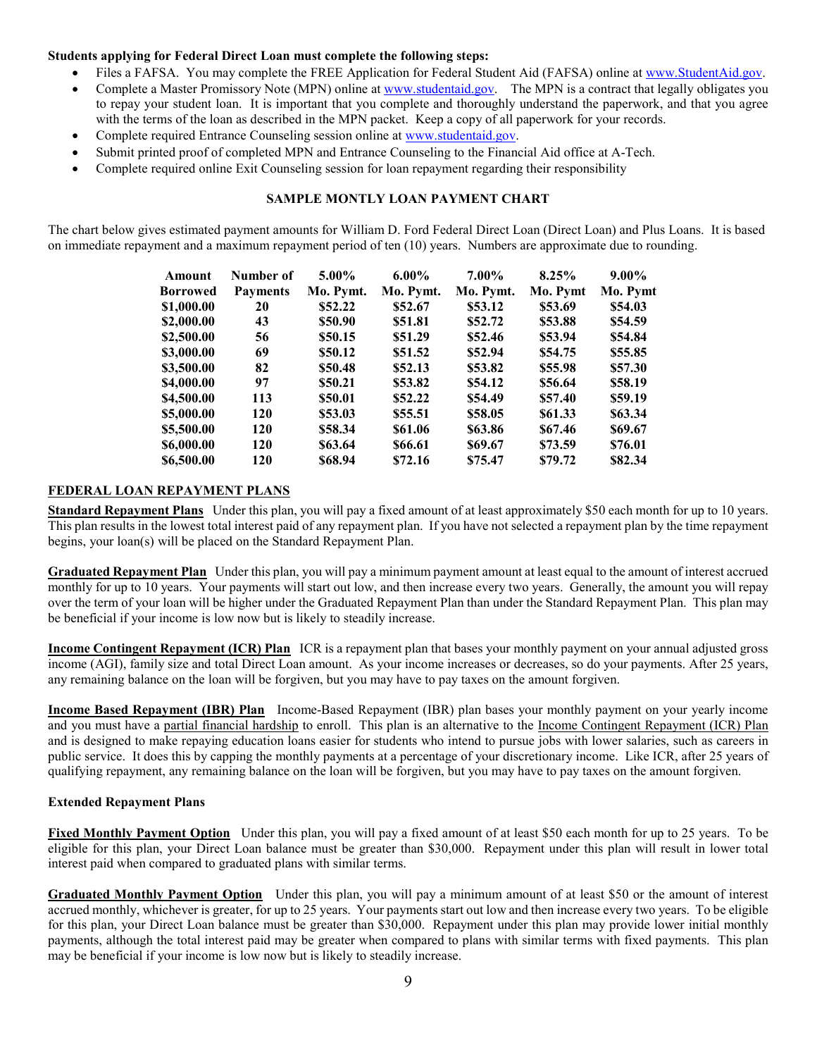**Students applying for Federal Direct Loan must complete the following steps:**

- Files a FAFSA. You may complete the FREE Application for Federal Student Aid (FAFSA) online at www.StudentAid.gov.
- Complete a Master Promissory Note (MPN) online at www.studentaid.gov. The MPN is a contract that legally obligates you to repay your student loan. It is important that you complete and thoroughly understand the paperwork, and that you agree with the terms of the loan as described in the MPN packet. Keep a copy of all paperwork for your records.
- Complete required Entrance Counseling session online at www.studentaid.gov.
- Submit printed proof of completed MPN and Entrance Counseling to the Financial Aid office at A-Tech.
- Complete required online Exit Counseling session for loan repayment regarding their responsibility

**SAMPLE MONTLY LOAN PAYMENT CHART**

The chart below gives estimated payment amounts for William D. Ford Federal Direct Loan (Direct Loan) and Plus Loans. It is based on immediate repayment and a maximum repayment period of ten (10) years. Numbers are approximate due to rounding.

| Amount Borrowed | Number of Payments | 5.00% Mo. Pymt. | 6.00% Mo. Pymt. | 7.00% Mo. Pymt. | 8.25% Mo. Pymt | 9.00% Mo. Pymt |
|---|---|---|---|---|---|---|
| $1,000.00 | 20 | $52.22 | $52.67 | $53.12 | $53.69 | $54.03 |
| $2,000.00 | 43 | $50.90 | $51.81 | $52.72 | $53.88 | $54.59 |
| $2,500.00 | 56 | $50.15 | $51.29 | $52.46 | $53.94 | $54.84 |
| $3,000.00 | 69 | $50.12 | $51.52 | $52.94 | $54.75 | $55.85 |
| $3,500.00 | 82 | $50.48 | $52.13 | $53.82 | $55.98 | $57.30 |
| $4,000.00 | 97 | $50.21 | $53.82 | $54.12 | $56.64 | $58.19 |
| $4,500.00 | 113 | $50.01 | $52.22 | $54.49 | $57.40 | $59.19 |
| $5,000.00 | 120 | $53.03 | $55.51 | $58.05 | $61.33 | $63.34 |
| $5,500.00 | 120 | $58.34 | $61.06 | $63.86 | $67.46 | $69.67 |
| $6,000.00 | 120 | $63.64 | $66.61 | $69.67 | $73.59 | $76.01 |
| $6,500.00 | 120 | $68.94 | $72.16 | $75.47 | $79.72 | $82.34 |

## FEDERAL LOAN REPAYMENT PLANS

**Standard Repayment Plans** Under this plan, you will pay a fixed amount of at least approximately $50 each month for up to 10 years. This plan results in the lowest total interest paid of any repayment plan. If you have not selected a repayment plan by the time repayment begins, your loan(s) will be placed on the Standard Repayment Plan.

**Graduated Repayment Plan** Under this plan, you will pay a minimum payment amount at least equal to the amount of interest accrued monthly for up to 10 years. Your payments will start out low, and then increase every two years. Generally, the amount you will repay over the term of your loan will be higher under the Graduated Repayment Plan than under the Standard Repayment Plan. This plan may be beneficial if your income is low now but is likely to steadily increase.

**Income Contingent Repayment (ICR) Plan** ICR is a repayment plan that bases your monthly payment on your annual adjusted gross income (AGI), family size and total Direct Loan amount. As your income increases or decreases, so do your payments. After 25 years, any remaining balance on the loan will be forgiven, but you may have to pay taxes on the amount forgiven.

**Income Based Repayment (IBR) Plan** Income-Based Repayment (IBR) plan bases your monthly payment on your yearly income and you must have a partial financial hardship to enroll. This plan is an alternative to the Income Contingent Repayment (ICR) Plan and is designed to make repaying education loans easier for students who intend to pursue jobs with lower salaries, such as careers in public service. It does this by capping the monthly payments at a percentage of your discretionary income. Like ICR, after 25 years of qualifying repayment, any remaining balance on the loan will be forgiven, but you may have to pay taxes on the amount forgiven.

**Extended Repayment Plans**

**Fixed Monthly Payment Option** Under this plan, you will pay a fixed amount of at least $50 each month for up to 25 years. To be eligible for this plan, your Direct Loan balance must be greater than $30,000. Repayment under this plan will result in lower total interest paid when compared to graduated plans with similar terms.

**Graduated Monthly Payment Option** Under this plan, you will pay a minimum amount of at least $50 or the amount of interest accrued monthly, whichever is greater, for up to 25 years. Your payments start out low and then increase every two years. To be eligible for this plan, your Direct Loan balance must be greater than $30,000. Repayment under this plan may provide lower initial monthly payments, although the total interest paid may be greater when compared to plans with similar terms with fixed payments. This plan may be beneficial if your income is low now but is likely to steadily increase.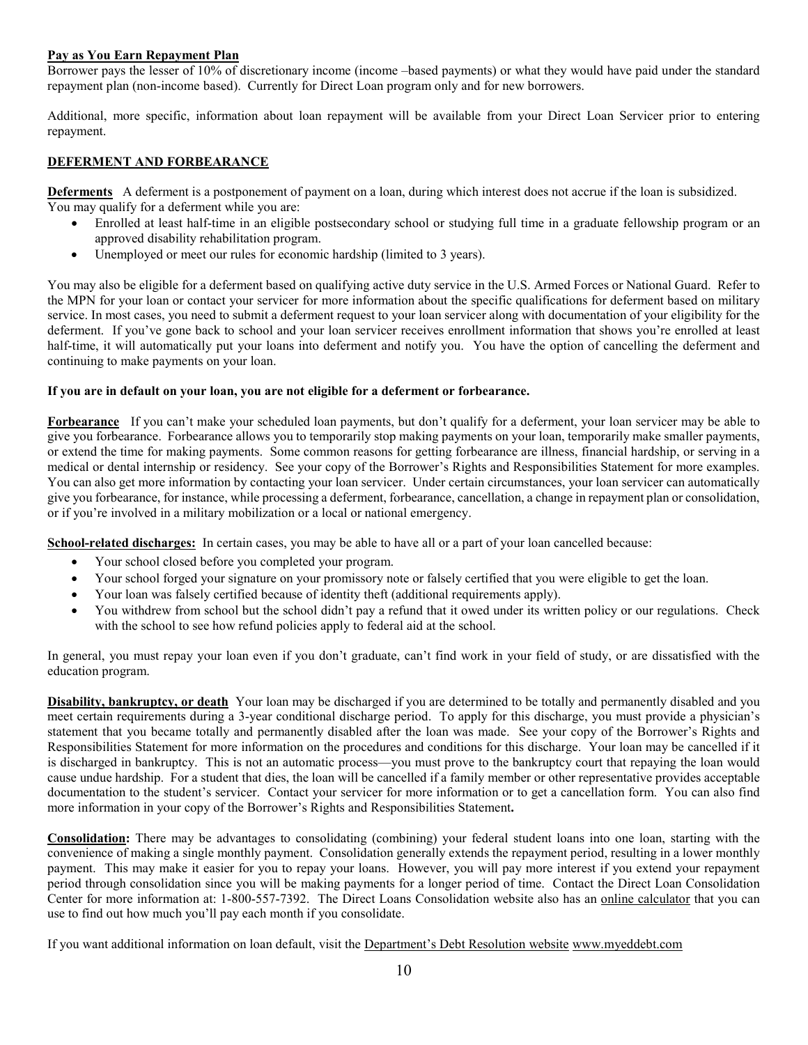**Pay as You Earn Repayment Plan**

Borrower pays the lesser of 10% of discretionary income (income –based payments) or what they would have paid under the standard repayment plan (non-income based). Currently for Direct Loan program only and for new borrowers.

Additional, more specific, information about loan repayment will be available from your Direct Loan Servicer prior to entering repayment.

## DEFERMENT AND FORBEARANCE

**Deferments** A deferment is a postponement of payment on a loan, during which interest does not accrue if the loan is subsidized. You may qualify for a deferment while you are:

- Enrolled at least half-time in an eligible postsecondary school or studying full time in a graduate fellowship program or an approved disability rehabilitation program.
- Unemployed or meet our rules for economic hardship (limited to 3 years).

You may also be eligible for a deferment based on qualifying active duty service in the U.S. Armed Forces or National Guard. Refer to the MPN for your loan or contact your servicer for more information about the specific qualifications for deferment based on military service. In most cases, you need to submit a deferment request to your loan servicer along with documentation of your eligibility for the deferment. If you've gone back to school and your loan servicer receives enrollment information that shows you're enrolled at least half-time, it will automatically put your loans into deferment and notify you. You have the option of cancelling the deferment and continuing to make payments on your loan.

**If you are in default on your loan, you are not eligible for a deferment or forbearance.**

**Forbearance** If you can't make your scheduled loan payments, but don't qualify for a deferment, your loan servicer may be able to give you forbearance. Forbearance allows you to temporarily stop making payments on your loan, temporarily make smaller payments, or extend the time for making payments. Some common reasons for getting forbearance are illness, financial hardship, or serving in a medical or dental internship or residency. See your copy of the Borrower's Rights and Responsibilities Statement for more examples. You can also get more information by contacting your loan servicer. Under certain circumstances, your loan servicer can automatically give you forbearance, for instance, while processing a deferment, forbearance, cancellation, a change in repayment plan or consolidation, or if you're involved in a military mobilization or a local or national emergency.

**School-related discharges:** In certain cases, you may be able to have all or a part of your loan cancelled because:

- Your school closed before you completed your program.
- Your school forged your signature on your promissory note or falsely certified that you were eligible to get the loan.
- Your loan was falsely certified because of identity theft (additional requirements apply).
- You withdrew from school but the school didn't pay a refund that it owed under its written policy or our regulations. Check with the school to see how refund policies apply to federal aid at the school.

In general, you must repay your loan even if you don't graduate, can't find work in your field of study, or are dissatisfied with the education program.

**Disability, bankruptcy, or death** Your loan may be discharged if you are determined to be totally and permanently disabled and you meet certain requirements during a 3-year conditional discharge period. To apply for this discharge, you must provide a physician's statement that you became totally and permanently disabled after the loan was made. See your copy of the Borrower's Rights and Responsibilities Statement for more information on the procedures and conditions for this discharge. Your loan may be cancelled if it is discharged in bankruptcy. This is not an automatic process—you must prove to the bankruptcy court that repaying the loan would cause undue hardship. For a student that dies, the loan will be cancelled if a family member or other representative provides acceptable documentation to the student's servicer. Contact your servicer for more information or to get a cancellation form. You can also find more information in your copy of the Borrower's Rights and Responsibilities Statement**.**

**Consolidation:** There may be advantages to consolidating (combining) your federal student loans into one loan, starting with the convenience of making a single monthly payment. Consolidation generally extends the repayment period, resulting in a lower monthly payment. This may make it easier for you to repay your loans. However, you will pay more interest if you extend your repayment period through consolidation since you will be making payments for a longer period of time. Contact the Direct Loan Consolidation Center for more information at: 1-800-557-7392. The Direct Loans Consolidation website also has an online calculator that you can use to find out how much you'll pay each month if you consolidate.

If you want additional information on loan default, visit the Department's Debt Resolution website www.myeddebt.com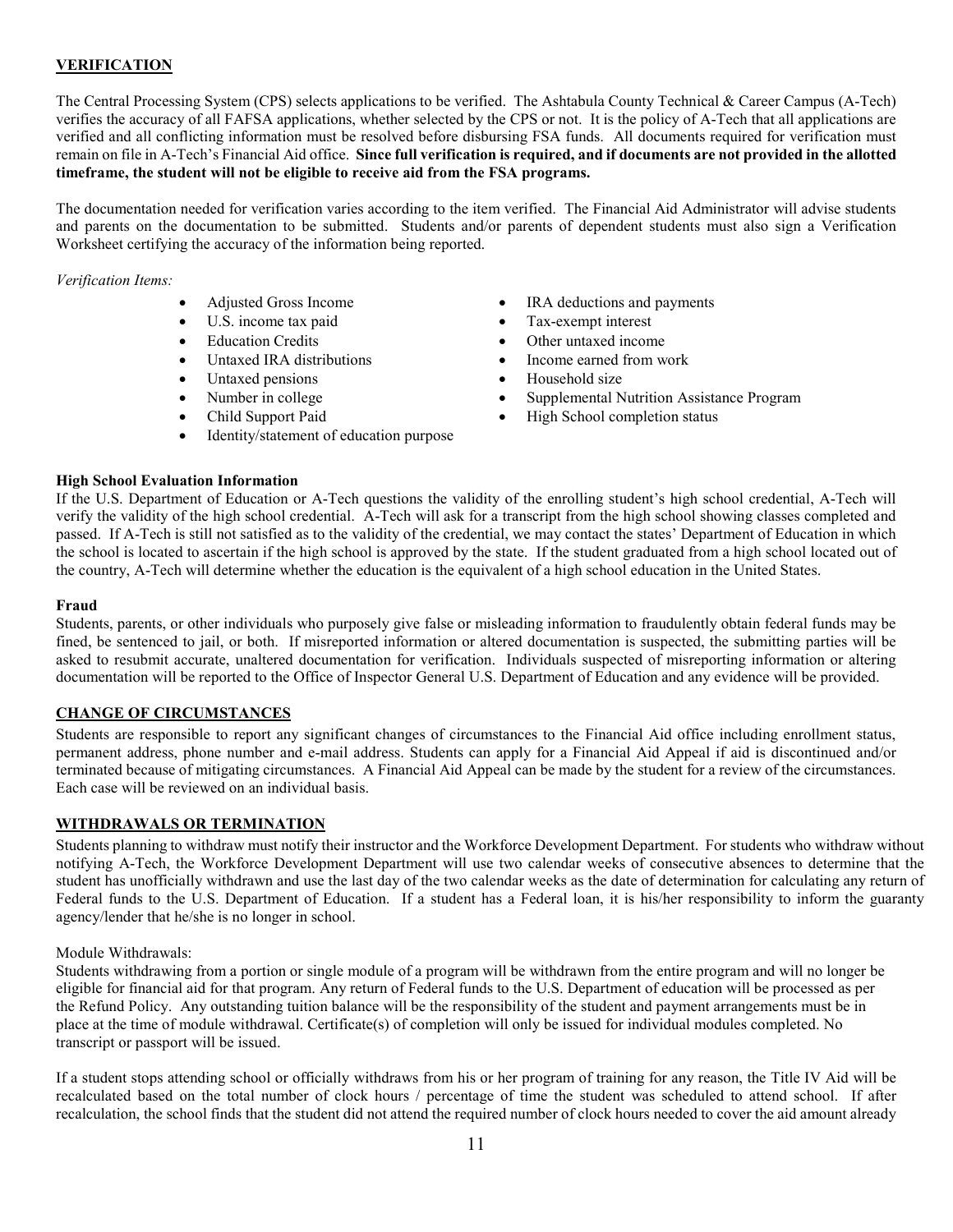## VERIFICATION

The Central Processing System (CPS) selects applications to be verified. The Ashtabula County Technical & Career Campus (A-Tech) verifies the accuracy of all FAFSA applications, whether selected by the CPS or not. It is the policy of A-Tech that all applications are verified and all conflicting information must be resolved before disbursing FSA funds. All documents required for verification must remain on file in A-Tech's Financial Aid office. **Since full verification is required, and if documents are not provided in the allotted timeframe, the student will not be eligible to receive aid from the FSA programs.**

The documentation needed for verification varies according to the item verified. The Financial Aid Administrator will advise students and parents on the documentation to be submitted. Students and/or parents of dependent students must also sign a Verification Worksheet certifying the accuracy of the information being reported.

*Verification Items:*

- Adjusted Gross Income
- U.S. income tax paid
- Education Credits
- Untaxed IRA distributions
- Untaxed pensions
- Number in college
- Child Support Paid
- Identity/statement of education purpose
- IRA deductions and payments
- Tax-exempt interest
- Other untaxed income
- Income earned from work
- Household size
- Supplemental Nutrition Assistance Program
- High School completion status

**High School Evaluation Information**

If the U.S. Department of Education or A-Tech questions the validity of the enrolling student's high school credential, A-Tech will verify the validity of the high school credential. A-Tech will ask for a transcript from the high school showing classes completed and passed. If A-Tech is still not satisfied as to the validity of the credential, we may contact the states' Department of Education in which the school is located to ascertain if the high school is approved by the state. If the student graduated from a high school located out of the country, A-Tech will determine whether the education is the equivalent of a high school education in the United States.

**Fraud**

Students, parents, or other individuals who purposely give false or misleading information to fraudulently obtain federal funds may be fined, be sentenced to jail, or both. If misreported information or altered documentation is suspected, the submitting parties will be asked to resubmit accurate, unaltered documentation for verification. Individuals suspected of misreporting information or altering documentation will be reported to the Office of Inspector General U.S. Department of Education and any evidence will be provided.

## CHANGE OF CIRCUMSTANCES

Students are responsible to report any significant changes of circumstances to the Financial Aid office including enrollment status, permanent address, phone number and e-mail address. Students can apply for a Financial Aid Appeal if aid is discontinued and/or terminated because of mitigating circumstances. A Financial Aid Appeal can be made by the student for a review of the circumstances. Each case will be reviewed on an individual basis.

## WITHDRAWALS OR TERMINATION

Students planning to withdraw must notify their instructor and the Workforce Development Department. For students who withdraw without notifying A-Tech, the Workforce Development Department will use two calendar weeks of consecutive absences to determine that the student has unofficially withdrawn and use the last day of the two calendar weeks as the date of determination for calculating any return of Federal funds to the U.S. Department of Education. If a student has a Federal loan, it is his/her responsibility to inform the guaranty agency/lender that he/she is no longer in school.

Module Withdrawals:

Students withdrawing from a portion or single module of a program will be withdrawn from the entire program and will no longer be eligible for financial aid for that program. Any return of Federal funds to the U.S. Department of education will be processed as per the Refund Policy. Any outstanding tuition balance will be the responsibility of the student and payment arrangements must be in place at the time of module withdrawal. Certificate(s) of completion will only be issued for individual modules completed. No transcript or passport will be issued.

If a student stops attending school or officially withdraws from his or her program of training for any reason, the Title IV Aid will be recalculated based on the total number of clock hours / percentage of time the student was scheduled to attend school. If after recalculation, the school finds that the student did not attend the required number of clock hours needed to cover the aid amount already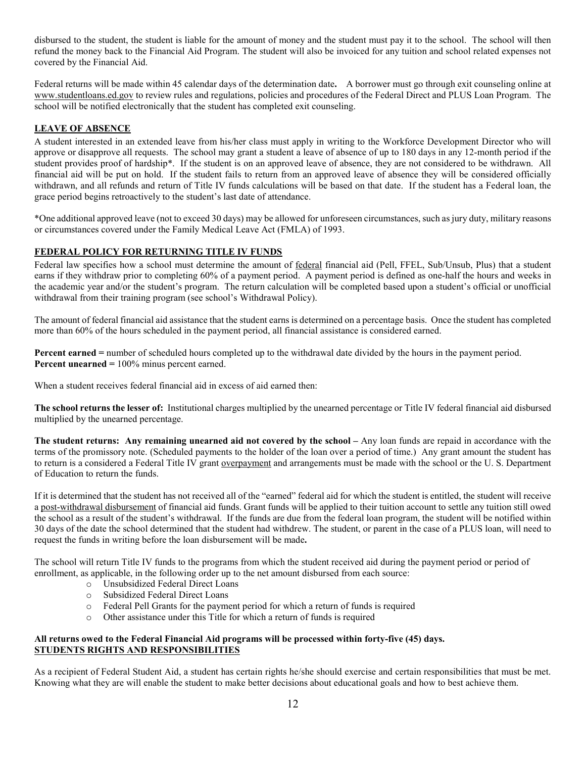disbursed to the student, the student is liable for the amount of money and the student must pay it to the school. The school will then refund the money back to the Financial Aid Program. The student will also be invoiced for any tuition and school related expenses not covered by the Financial Aid.

Federal returns will be made within 45 calendar days of the determination date**.** A borrower must go through exit counseling online at www.studentloans.ed.gov to review rules and regulations, policies and procedures of the Federal Direct and PLUS Loan Program. The school will be notified electronically that the student has completed exit counseling.

## LEAVE OF ABSENCE

A student interested in an extended leave from his/her class must apply in writing to the Workforce Development Director who will approve or disapprove all requests. The school may grant a student a leave of absence of up to 180 days in any 12-month period if the student provides proof of hardship*. If the student is on an approved leave of absence, they are not considered to be withdrawn. All financial aid will be put on hold. If the student fails to return from an approved leave of absence they will be considered officially withdrawn, and all refunds and return of Title IV funds calculations will be based on that date. If the student has a Federal loan, the grace period begins retroactively to the student's last date of attendance.

*One additional approved leave (not to exceed 30 days) may be allowed for unforeseen circumstances, such as jury duty, military reasons or circumstances covered under the Family Medical Leave Act (FMLA) of 1993.

## FEDERAL POLICY FOR RETURNING TITLE IV FUNDS

Federal law specifies how a school must determine the amount of federal financial aid (Pell, FFEL, Sub/Unsub, Plus) that a student earns if they withdraw prior to completing 60% of a payment period. A payment period is defined as one-half the hours and weeks in the academic year and/or the student's program. The return calculation will be completed based upon a student's official or unofficial withdrawal from their training program (see school's Withdrawal Policy).

The amount of federal financial aid assistance that the student earns is determined on a percentage basis. Once the student has completed more than 60% of the hours scheduled in the payment period, all financial assistance is considered earned.

**Percent earned =** number of scheduled hours completed up to the withdrawal date divided by the hours in the payment period.
**Percent unearned =** 100% minus percent earned.

When a student receives federal financial aid in excess of aid earned then:

**The school returns the lesser of:** Institutional charges multiplied by the unearned percentage or Title IV federal financial aid disbursed multiplied by the unearned percentage.

**The student returns: Any remaining unearned aid not covered by the school –** Any loan funds are repaid in accordance with the terms of the promissory note. (Scheduled payments to the holder of the loan over a period of time.) Any grant amount the student has to return is a considered a Federal Title IV grant overpayment and arrangements must be made with the school or the U. S. Department of Education to return the funds.

If it is determined that the student has not received all of the "earned" federal aid for which the student is entitled, the student will receive a post-withdrawal disbursement of financial aid funds. Grant funds will be applied to their tuition account to settle any tuition still owed the school as a result of the student's withdrawal. If the funds are due from the federal loan program, the student will be notified within 30 days of the date the school determined that the student had withdrew. The student, or parent in the case of a PLUS loan, will need to request the funds in writing before the loan disbursement will be made**.**

The school will return Title IV funds to the programs from which the student received aid during the payment period or period of enrollment, as applicable, in the following order up to the net amount disbursed from each source:

- Unsubsidized Federal Direct Loans
- Subsidized Federal Direct Loans
- Federal Pell Grants for the payment period for which a return of funds is required
- Other assistance under this Title for which a return of funds is required

**All returns owed to the Federal Financial Aid programs will be processed within forty-five (45) days.**

## STUDENTS RIGHTS AND RESPONSIBILITIES

As a recipient of Federal Student Aid, a student has certain rights he/she should exercise and certain responsibilities that must be met. Knowing what they are will enable the student to make better decisions about educational goals and how to best achieve them.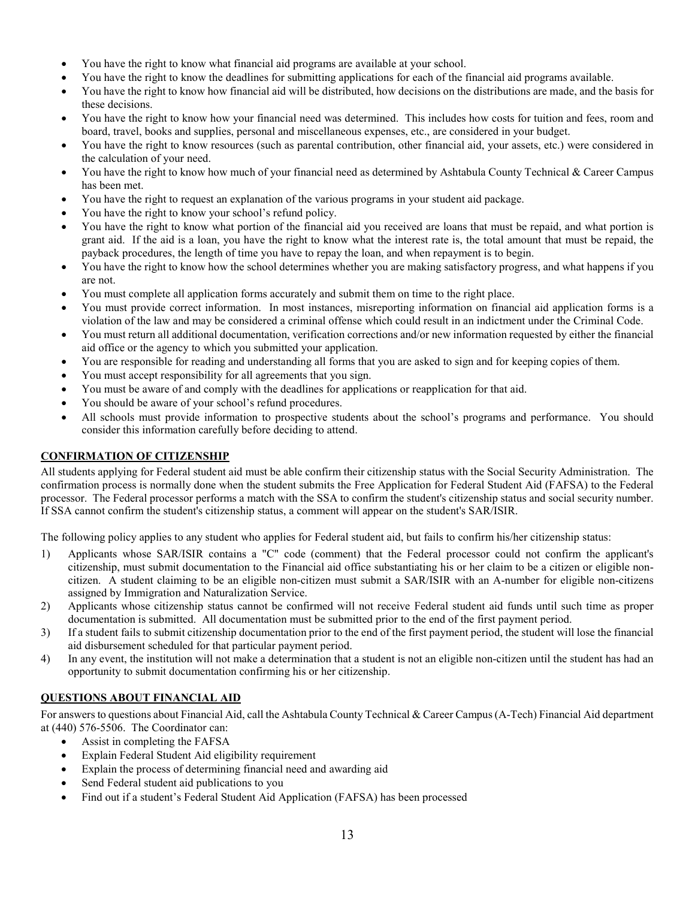- You have the right to know what financial aid programs are available at your school.
- You have the right to know the deadlines for submitting applications for each of the financial aid programs available.
- You have the right to know how financial aid will be distributed, how decisions on the distributions are made, and the basis for these decisions.
- You have the right to know how your financial need was determined. This includes how costs for tuition and fees, room and board, travel, books and supplies, personal and miscellaneous expenses, etc., are considered in your budget.
- You have the right to know resources (such as parental contribution, other financial aid, your assets, etc.) were considered in the calculation of your need.
- You have the right to know how much of your financial need as determined by Ashtabula County Technical & Career Campus has been met.
- You have the right to request an explanation of the various programs in your student aid package.
- You have the right to know your school's refund policy.
- You have the right to know what portion of the financial aid you received are loans that must be repaid, and what portion is grant aid. If the aid is a loan, you have the right to know what the interest rate is, the total amount that must be repaid, the payback procedures, the length of time you have to repay the loan, and when repayment is to begin.
- You have the right to know how the school determines whether you are making satisfactory progress, and what happens if you are not.
- You must complete all application forms accurately and submit them on time to the right place.
- You must provide correct information. In most instances, misreporting information on financial aid application forms is a violation of the law and may be considered a criminal offense which could result in an indictment under the Criminal Code.
- You must return all additional documentation, verification corrections and/or new information requested by either the financial aid office or the agency to which you submitted your application.
- You are responsible for reading and understanding all forms that you are asked to sign and for keeping copies of them.
- You must accept responsibility for all agreements that you sign.
- You must be aware of and comply with the deadlines for applications or reapplication for that aid.
- You should be aware of your school's refund procedures.
- All schools must provide information to prospective students about the school's programs and performance. You should consider this information carefully before deciding to attend.

## CONFIRMATION OF CITIZENSHIP

All students applying for Federal student aid must be able confirm their citizenship status with the Social Security Administration. The confirmation process is normally done when the student submits the Free Application for Federal Student Aid (FAFSA) to the Federal processor. The Federal processor performs a match with the SSA to confirm the student's citizenship status and social security number. If SSA cannot confirm the student's citizenship status, a comment will appear on the student's SAR/ISIR.

The following policy applies to any student who applies for Federal student aid, but fails to confirm his/her citizenship status:

1) Applicants whose SAR/ISIR contains a "C" code (comment) that the Federal processor could not confirm the applicant's citizenship, must submit documentation to the Financial aid office substantiating his or her claim to be a citizen or eligible non-citizen. A student claiming to be an eligible non-citizen must submit a SAR/ISIR with an A-number for eligible non-citizens assigned by Immigration and Naturalization Service.
2) Applicants whose citizenship status cannot be confirmed will not receive Federal student aid funds until such time as proper documentation is submitted. All documentation must be submitted prior to the end of the first payment period.
3) If a student fails to submit citizenship documentation prior to the end of the first payment period, the student will lose the financial aid disbursement scheduled for that particular payment period.
4) In any event, the institution will not make a determination that a student is not an eligible non-citizen until the student has had an opportunity to submit documentation confirming his or her citizenship.

## QUESTIONS ABOUT FINANCIAL AID

For answers to questions about Financial Aid, call the Ashtabula County Technical & Career Campus (A-Tech) Financial Aid department at (440) 576-5506. The Coordinator can:

- Assist in completing the FAFSA
- Explain Federal Student Aid eligibility requirement
- Explain the process of determining financial need and awarding aid
- Send Federal student aid publications to you
- Find out if a student's Federal Student Aid Application (FAFSA) has been processed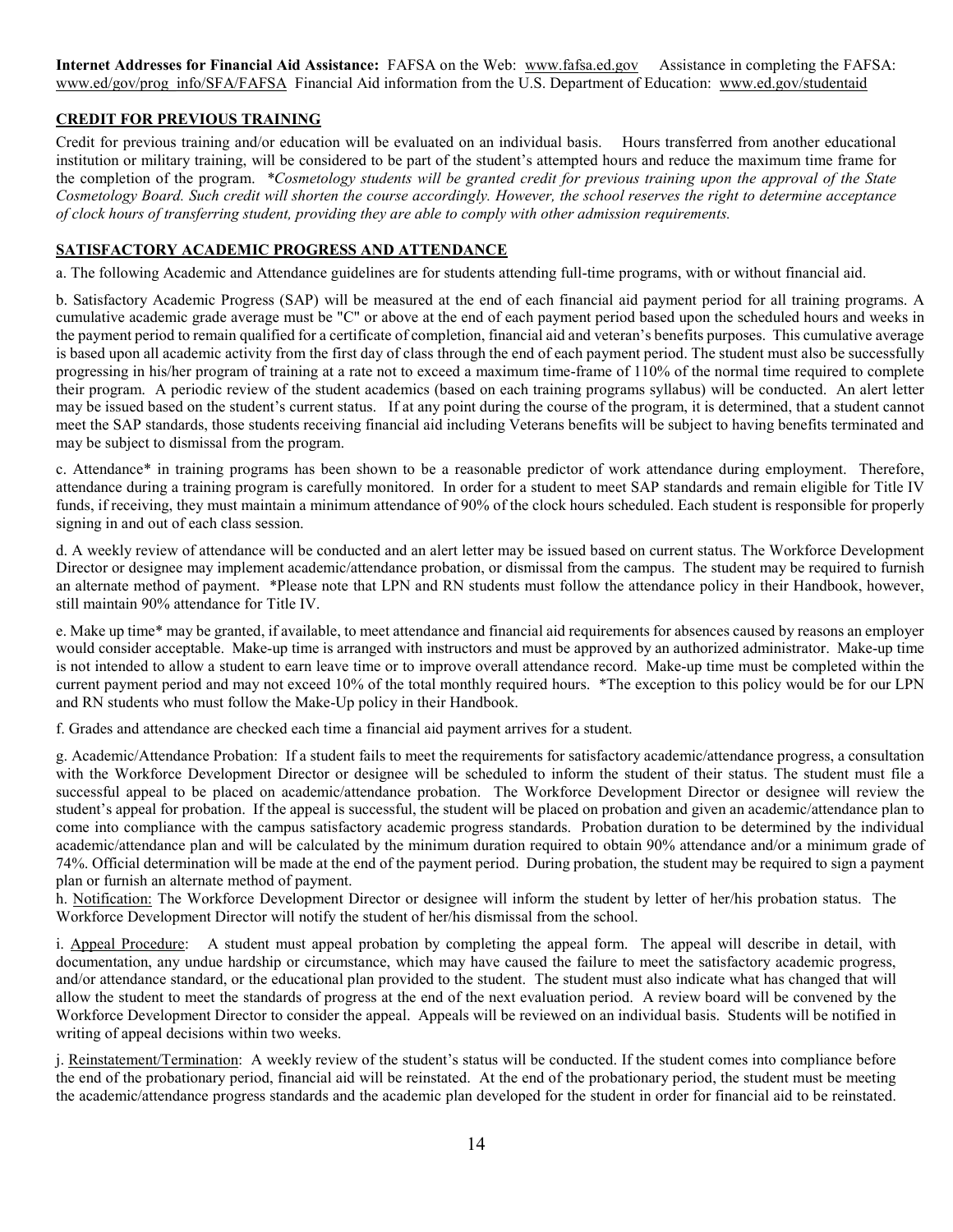**Internet Addresses for Financial Aid Assistance:** FAFSA on the Web: www.fafsa.ed.gov Assistance in completing the FAFSA: www.ed/gov/prog_info/SFA/FAFSA Financial Aid information from the U.S. Department of Education: www.ed.gov/studentaid

## CREDIT FOR PREVIOUS TRAINING

Credit for previous training and/or education will be evaluated on an individual basis. Hours transferred from another educational institution or military training, will be considered to be part of the student's attempted hours and reduce the maximum time frame for the completion of the program. *\*Cosmetology students will be granted credit for previous training upon the approval of the State Cosmetology Board. Such credit will shorten the course accordingly. However, the school reserves the right to determine acceptance of clock hours of transferring student, providing they are able to comply with other admission requirements.*

## SATISFACTORY ACADEMIC PROGRESS AND ATTENDANCE

a. The following Academic and Attendance guidelines are for students attending full-time programs, with or without financial aid.

b. Satisfactory Academic Progress (SAP) will be measured at the end of each financial aid payment period for all training programs. A cumulative academic grade average must be "C" or above at the end of each payment period based upon the scheduled hours and weeks in the payment period to remain qualified for a certificate of completion, financial aid and veteran's benefits purposes. This cumulative average is based upon all academic activity from the first day of class through the end of each payment period. The student must also be successfully progressing in his/her program of training at a rate not to exceed a maximum time-frame of 110% of the normal time required to complete their program. A periodic review of the student academics (based on each training programs syllabus) will be conducted. An alert letter may be issued based on the student's current status. If at any point during the course of the program, it is determined, that a student cannot meet the SAP standards, those students receiving financial aid including Veterans benefits will be subject to having benefits terminated and may be subject to dismissal from the program.

c. Attendance* in training programs has been shown to be a reasonable predictor of work attendance during employment. Therefore, attendance during a training program is carefully monitored. In order for a student to meet SAP standards and remain eligible for Title IV funds, if receiving, they must maintain a minimum attendance of 90% of the clock hours scheduled. Each student is responsible for properly signing in and out of each class session.

d. A weekly review of attendance will be conducted and an alert letter may be issued based on current status. The Workforce Development Director or designee may implement academic/attendance probation, or dismissal from the campus. The student may be required to furnish an alternate method of payment. *Please note that LPN and RN students must follow the attendance policy in their Handbook, however, still maintain 90% attendance for Title IV.

e. Make up time* may be granted, if available, to meet attendance and financial aid requirements for absences caused by reasons an employer would consider acceptable. Make-up time is arranged with instructors and must be approved by an authorized administrator. Make-up time is not intended to allow a student to earn leave time or to improve overall attendance record. Make-up time must be completed within the current payment period and may not exceed 10% of the total monthly required hours. *The exception to this policy would be for our LPN and RN students who must follow the Make-Up policy in their Handbook.

f. Grades and attendance are checked each time a financial aid payment arrives for a student.

g. Academic/Attendance Probation: If a student fails to meet the requirements for satisfactory academic/attendance progress, a consultation with the Workforce Development Director or designee will be scheduled to inform the student of their status. The student must file a successful appeal to be placed on academic/attendance probation. The Workforce Development Director or designee will review the student's appeal for probation. If the appeal is successful, the student will be placed on probation and given an academic/attendance plan to come into compliance with the campus satisfactory academic progress standards. Probation duration to be determined by the individual academic/attendance plan and will be calculated by the minimum duration required to obtain 90% attendance and/or a minimum grade of 74%. Official determination will be made at the end of the payment period. During probation, the student may be required to sign a payment plan or furnish an alternate method of payment.

h. Notification: The Workforce Development Director or designee will inform the student by letter of her/his probation status. The Workforce Development Director will notify the student of her/his dismissal from the school.

i. Appeal Procedure: A student must appeal probation by completing the appeal form. The appeal will describe in detail, with documentation, any undue hardship or circumstance, which may have caused the failure to meet the satisfactory academic progress, and/or attendance standard, or the educational plan provided to the student. The student must also indicate what has changed that will allow the student to meet the standards of progress at the end of the next evaluation period. A review board will be convened by the Workforce Development Director to consider the appeal. Appeals will be reviewed on an individual basis. Students will be notified in writing of appeal decisions within two weeks.

j. Reinstatement/Termination: A weekly review of the student's status will be conducted. If the student comes into compliance before the end of the probationary period, financial aid will be reinstated. At the end of the probationary period, the student must be meeting the academic/attendance progress standards and the academic plan developed for the student in order for financial aid to be reinstated.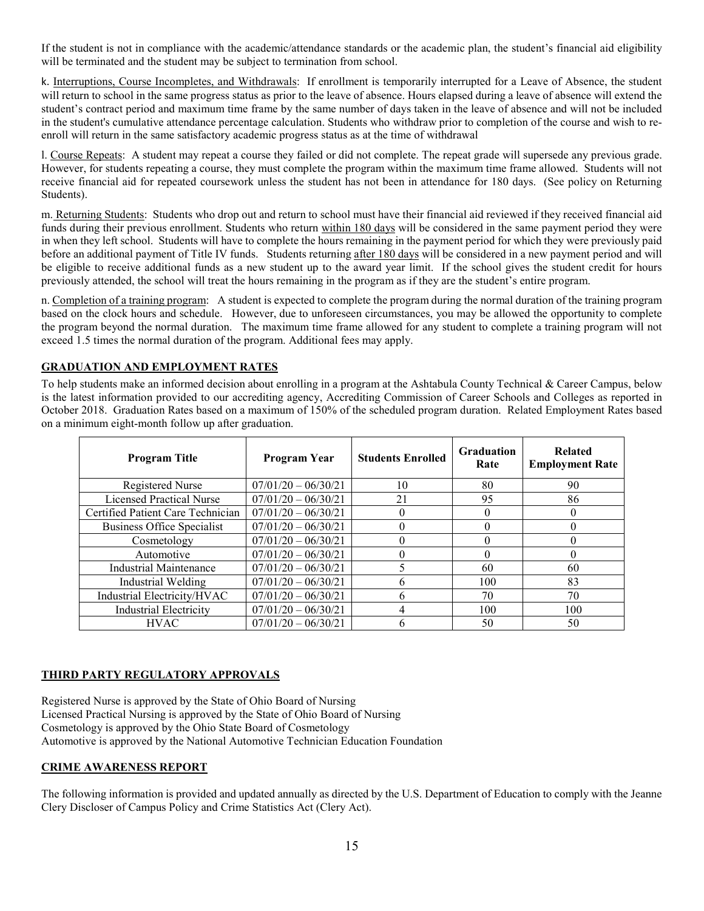If the student is not in compliance with the academic/attendance standards or the academic plan, the student's financial aid eligibility will be terminated and the student may be subject to termination from school.

k. Interruptions, Course Incompletes, and Withdrawals: If enrollment is temporarily interrupted for a Leave of Absence, the student will return to school in the same progress status as prior to the leave of absence. Hours elapsed during a leave of absence will extend the student's contract period and maximum time frame by the same number of days taken in the leave of absence and will not be included in the student's cumulative attendance percentage calculation. Students who withdraw prior to completion of the course and wish to re-enroll will return in the same satisfactory academic progress status as at the time of withdrawal

l. Course Repeats: A student may repeat a course they failed or did not complete. The repeat grade will supersede any previous grade. However, for students repeating a course, they must complete the program within the maximum time frame allowed. Students will not receive financial aid for repeated coursework unless the student has not been in attendance for 180 days. (See policy on Returning Students).

m. Returning Students: Students who drop out and return to school must have their financial aid reviewed if they received financial aid funds during their previous enrollment. Students who return within 180 days will be considered in the same payment period they were in when they left school. Students will have to complete the hours remaining in the payment period for which they were previously paid before an additional payment of Title IV funds. Students returning after 180 days will be considered in a new payment period and will be eligible to receive additional funds as a new student up to the award year limit. If the school gives the student credit for hours previously attended, the school will treat the hours remaining in the program as if they are the student's entire program.

n. Completion of a training program: A student is expected to complete the program during the normal duration of the training program based on the clock hours and schedule. However, due to unforeseen circumstances, you may be allowed the opportunity to complete the program beyond the normal duration. The maximum time frame allowed for any student to complete a training program will not exceed 1.5 times the normal duration of the program. Additional fees may apply.

## GRADUATION AND EMPLOYMENT RATES

To help students make an informed decision about enrolling in a program at the Ashtabula County Technical & Career Campus, below is the latest information provided to our accrediting agency, Accrediting Commission of Career Schools and Colleges as reported in October 2018. Graduation Rates based on a maximum of 150% of the scheduled program duration. Related Employment Rates based on a minimum eight-month follow up after graduation.

| Program Title | Program Year | Students Enrolled | Graduation Rate | Related Employment Rate |
|---|---|---|---|---|
| Registered Nurse | 07/01/20 – 06/30/21 | 10 | 80 | 90 |
| Licensed Practical Nurse | 07/01/20 – 06/30/21 | 21 | 95 | 86 |
| Certified Patient Care Technician | 07/01/20 – 06/30/21 | 0 | 0 | 0 |
| Business Office Specialist | 07/01/20 – 06/30/21 | 0 | 0 | 0 |
| Cosmetology | 07/01/20 – 06/30/21 | 0 | 0 | 0 |
| Automotive | 07/01/20 – 06/30/21 | 0 | 0 | 0 |
| Industrial Maintenance | 07/01/20 – 06/30/21 | 5 | 60 | 60 |
| Industrial Welding | 07/01/20 – 06/30/21 | 6 | 100 | 83 |
| Industrial Electricity/HVAC | 07/01/20 – 06/30/21 | 6 | 70 | 70 |
| Industrial Electricity | 07/01/20 – 06/30/21 | 4 | 100 | 100 |
| HVAC | 07/01/20 – 06/30/21 | 6 | 50 | 50 |

## THIRD PARTY REGULATORY APPROVALS

Registered Nurse is approved by the State of Ohio Board of Nursing
Licensed Practical Nursing is approved by the State of Ohio Board of Nursing
Cosmetology is approved by the Ohio State Board of Cosmetology
Automotive is approved by the National Automotive Technician Education Foundation

## CRIME AWARENESS REPORT

The following information is provided and updated annually as directed by the U.S. Department of Education to comply with the Jeanne Clery Discloser of Campus Policy and Crime Statistics Act (Clery Act).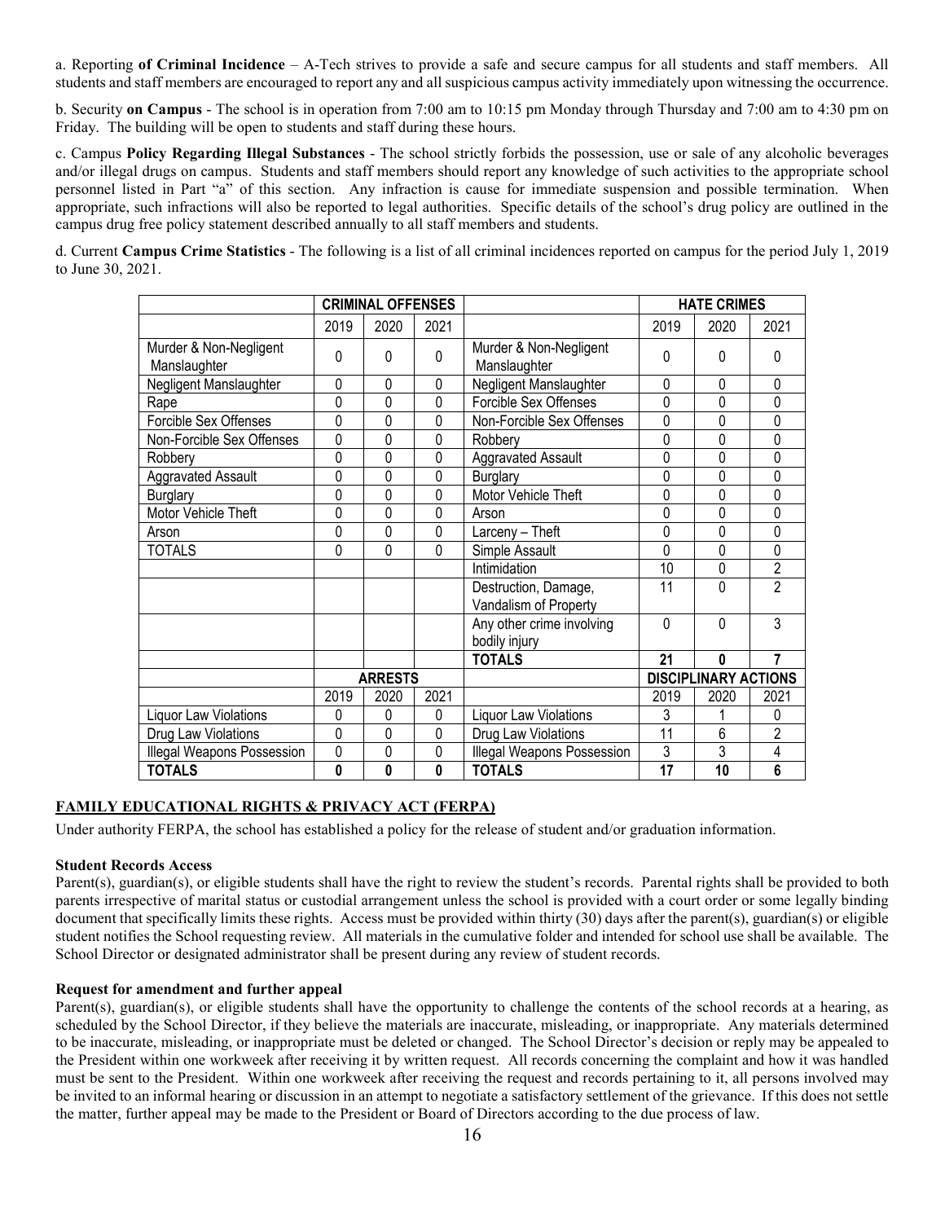a. Reporting **of Criminal Incidence** – A-Tech strives to provide a safe and secure campus for all students and staff members. All students and staff members are encouraged to report any and all suspicious campus activity immediately upon witnessing the occurrence.

b. Security **on Campus** - The school is in operation from 7:00 am to 10:15 pm Monday through Thursday and 7:00 am to 4:30 pm on Friday. The building will be open to students and staff during these hours.

c. Campus **Policy Regarding Illegal Substances** - The school strictly forbids the possession, use or sale of any alcoholic beverages and/or illegal drugs on campus. Students and staff members should report any knowledge of such activities to the appropriate school personnel listed in Part "a" of this section. Any infraction is cause for immediate suspension and possible termination. When appropriate, such infractions will also be reported to legal authorities. Specific details of the school's drug policy are outlined in the campus drug free policy statement described annually to all staff members and students.

d. Current **Campus Crime Statistics** - The following is a list of all criminal incidences reported on campus for the period July 1, 2019 to June 30, 2021.

| | **CRIMINAL OFFENSES** | | | | **HATE CRIMES** | | |
|---|---|---|---|---|---|---|---|
| | 2019 | 2020 | 2021 | | 2019 | 2020 | 2021 |
| Murder & Non-Negligent Manslaughter | 0 | 0 | 0 | Murder & Non-Negligent Manslaughter | 0 | 0 | 0 |
| Negligent Manslaughter | 0 | 0 | 0 | Negligent Manslaughter | 0 | 0 | 0 |
| Rape | 0 | 0 | 0 | Forcible Sex Offenses | 0 | 0 | 0 |
| Forcible Sex Offenses | 0 | 0 | 0 | Non-Forcible Sex Offenses | 0 | 0 | 0 |
| Non-Forcible Sex Offenses | 0 | 0 | 0 | Robbery | 0 | 0 | 0 |
| Robbery | 0 | 0 | 0 | Aggravated Assault | 0 | 0 | 0 |
| Aggravated Assault | 0 | 0 | 0 | Burglary | 0 | 0 | 0 |
| Burglary | 0 | 0 | 0 | Motor Vehicle Theft | 0 | 0 | 0 |
| Motor Vehicle Theft | 0 | 0 | 0 | Arson | 0 | 0 | 0 |
| Arson | 0 | 0 | 0 | Larceny – Theft | 0 | 0 | 0 |
| TOTALS | 0 | 0 | 0 | Simple Assault | 0 | 0 | 0 |
| | | | | Intimidation | 10 | 0 | 2 |
| | | | | Destruction, Damage, Vandalism of Property | 11 | 0 | 2 |
| | | | | Any other crime involving bodily injury | 0 | 0 | 3 |
| | | | | **TOTALS** | **21** | **0** | **7** |
| | **ARRESTS** | | | | **DISCIPLINARY ACTIONS** | | |
| | 2019 | 2020 | 2021 | | 2019 | 2020 | 2021 |
| Liquor Law Violations | 0 | 0 | 0 | Liquor Law Violations | 3 | 1 | 0 |
| Drug Law Violations | 0 | 0 | 0 | Drug Law Violations | 11 | 6 | 2 |
| Illegal Weapons Possession | 0 | 0 | 0 | Illegal Weapons Possession | 3 | 3 | 4 |
| **TOTALS** | **0** | **0** | **0** | **TOTALS** | **17** | **10** | **6** |

## FAMILY EDUCATIONAL RIGHTS & PRIVACY ACT (FERPA)

Under authority FERPA, the school has established a policy for the release of student and/or graduation information.

**Student Records Access**

Parent(s), guardian(s), or eligible students shall have the right to review the student's records. Parental rights shall be provided to both parents irrespective of marital status or custodial arrangement unless the school is provided with a court order or some legally binding document that specifically limits these rights. Access must be provided within thirty (30) days after the parent(s), guardian(s) or eligible student notifies the School requesting review. All materials in the cumulative folder and intended for school use shall be available. The School Director or designated administrator shall be present during any review of student records.

**Request for amendment and further appeal**

Parent(s), guardian(s), or eligible students shall have the opportunity to challenge the contents of the school records at a hearing, as scheduled by the School Director, if they believe the materials are inaccurate, misleading, or inappropriate. Any materials determined to be inaccurate, misleading, or inappropriate must be deleted or changed. The School Director's decision or reply may be appealed to the President within one workweek after receiving it by written request. All records concerning the complaint and how it was handled must be sent to the President. Within one workweek after receiving the request and records pertaining to it, all persons involved may be invited to an informal hearing or discussion in an attempt to negotiate a satisfactory settlement of the grievance. If this does not settle the matter, further appeal may be made to the President or Board of Directors according to the due process of law.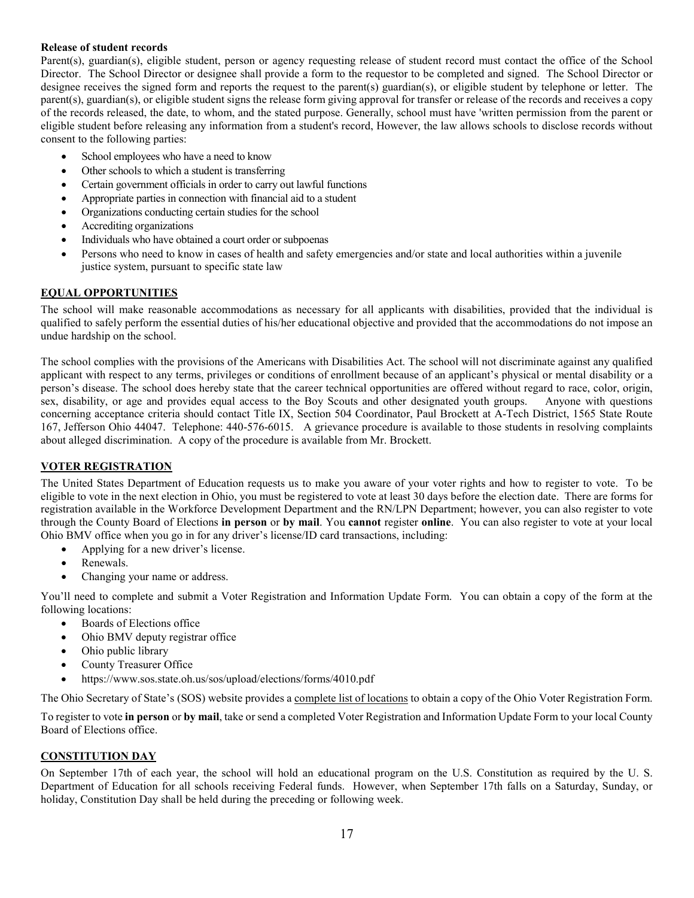**Release of student records**

Parent(s), guardian(s), eligible student, person or agency requesting release of student record must contact the office of the School Director. The School Director or designee shall provide a form to the requestor to be completed and signed. The School Director or designee receives the signed form and reports the request to the parent(s) guardian(s), or eligible student by telephone or letter. The parent(s), guardian(s), or eligible student signs the release form giving approval for transfer or release of the records and receives a copy of the records released, the date, to whom, and the stated purpose. Generally, school must have 'written permission from the parent or eligible student before releasing any information from a student's record, However, the law allows schools to disclose records without consent to the following parties:

- School employees who have a need to know
- Other schools to which a student is transferring
- Certain government officials in order to carry out lawful functions
- Appropriate parties in connection with financial aid to a student
- Organizations conducting certain studies for the school
- Accrediting organizations
- Individuals who have obtained a court order or subpoenas
- Persons who need to know in cases of health and safety emergencies and/or state and local authorities within a juvenile justice system, pursuant to specific state law

## EQUAL OPPORTUNITIES

The school will make reasonable accommodations as necessary for all applicants with disabilities, provided that the individual is qualified to safely perform the essential duties of his/her educational objective and provided that the accommodations do not impose an undue hardship on the school.

The school complies with the provisions of the Americans with Disabilities Act. The school will not discriminate against any qualified applicant with respect to any terms, privileges or conditions of enrollment because of an applicant's physical or mental disability or a person's disease. The school does hereby state that the career technical opportunities are offered without regard to race, color, origin, sex, disability, or age and provides equal access to the Boy Scouts and other designated youth groups. Anyone with questions concerning acceptance criteria should contact Title IX, Section 504 Coordinator, Paul Brockett at A-Tech District, 1565 State Route 167, Jefferson Ohio 44047. Telephone: 440-576-6015. A grievance procedure is available to those students in resolving complaints about alleged discrimination. A copy of the procedure is available from Mr. Brockett.

## VOTER REGISTRATION

The United States Department of Education requests us to make you aware of your voter rights and how to register to vote. To be eligible to vote in the next election in Ohio, you must be registered to vote at least 30 days before the election date. There are forms for registration available in the Workforce Development Department and the RN/LPN Department; however, you can also register to vote through the County Board of Elections **in person** or **by mail**. You **cannot** register **online**. You can also register to vote at your local Ohio BMV office when you go in for any driver's license/ID card transactions, including:

- Applying for a new driver's license.
- Renewals.
- Changing your name or address.

You'll need to complete and submit a Voter Registration and Information Update Form. You can obtain a copy of the form at the following locations:

- Boards of Elections office
- Ohio BMV deputy registrar office
- Ohio public library
- County Treasurer Office
- https://www.sos.state.oh.us/sos/upload/elections/forms/4010.pdf

The Ohio Secretary of State's (SOS) website provides a complete list of locations to obtain a copy of the Ohio Voter Registration Form.

To register to vote **in person** or **by mail**, take or send a completed Voter Registration and Information Update Form to your local County Board of Elections office.

## CONSTITUTION DAY

On September 17th of each year, the school will hold an educational program on the U.S. Constitution as required by the U. S. Department of Education for all schools receiving Federal funds. However, when September 17th falls on a Saturday, Sunday, or holiday, Constitution Day shall be held during the preceding or following week.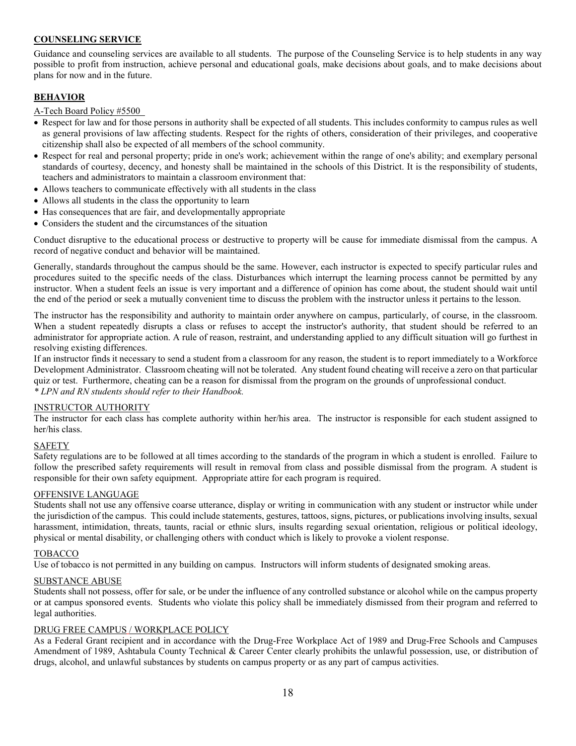## COUNSELING SERVICE

Guidance and counseling services are available to all students. The purpose of the Counseling Service is to help students in any way possible to profit from instruction, achieve personal and educational goals, make decisions about goals, and to make decisions about plans for now and in the future.

## BEHAVIOR

A-Tech Board Policy #5500

- Respect for law and for those persons in authority shall be expected of all students. This includes conformity to campus rules as well as general provisions of law affecting students. Respect for the rights of others, consideration of their privileges, and cooperative citizenship shall also be expected of all members of the school community.
- Respect for real and personal property; pride in one's work; achievement within the range of one's ability; and exemplary personal standards of courtesy, decency, and honesty shall be maintained in the schools of this District. It is the responsibility of students, teachers and administrators to maintain a classroom environment that:
- Allows teachers to communicate effectively with all students in the class
- Allows all students in the class the opportunity to learn
- Has consequences that are fair, and developmentally appropriate
- Considers the student and the circumstances of the situation

Conduct disruptive to the educational process or destructive to property will be cause for immediate dismissal from the campus. A record of negative conduct and behavior will be maintained.

Generally, standards throughout the campus should be the same. However, each instructor is expected to specify particular rules and procedures suited to the specific needs of the class. Disturbances which interrupt the learning process cannot be permitted by any instructor. When a student feels an issue is very important and a difference of opinion has come about, the student should wait until the end of the period or seek a mutually convenient time to discuss the problem with the instructor unless it pertains to the lesson.

The instructor has the responsibility and authority to maintain order anywhere on campus, particularly, of course, in the classroom. When a student repeatedly disrupts a class or refuses to accept the instructor's authority, that student should be referred to an administrator for appropriate action. A rule of reason, restraint, and understanding applied to any difficult situation will go furthest in resolving existing differences.

If an instructor finds it necessary to send a student from a classroom for any reason, the student is to report immediately to a Workforce Development Administrator. Classroom cheating will not be tolerated. Any student found cheating will receive a zero on that particular quiz or test. Furthermore, cheating can be a reason for dismissal from the program on the grounds of unprofessional conduct.

*\* LPN and RN students should refer to their Handbook.*

### INSTRUCTOR AUTHORITY

The instructor for each class has complete authority within her/his area. The instructor is responsible for each student assigned to her/his class.

### SAFETY

Safety regulations are to be followed at all times according to the standards of the program in which a student is enrolled. Failure to follow the prescribed safety requirements will result in removal from class and possible dismissal from the program. A student is responsible for their own safety equipment. Appropriate attire for each program is required.

### OFFENSIVE LANGUAGE

Students shall not use any offensive coarse utterance, display or writing in communication with any student or instructor while under the jurisdiction of the campus. This could include statements, gestures, tattoos, signs, pictures, or publications involving insults, sexual harassment, intimidation, threats, taunts, racial or ethnic slurs, insults regarding sexual orientation, religious or political ideology, physical or mental disability, or challenging others with conduct which is likely to provoke a violent response.

### TOBACCO

Use of tobacco is not permitted in any building on campus. Instructors will inform students of designated smoking areas.

### SUBSTANCE ABUSE

Students shall not possess, offer for sale, or be under the influence of any controlled substance or alcohol while on the campus property or at campus sponsored events. Students who violate this policy shall be immediately dismissed from their program and referred to legal authorities.

### DRUG FREE CAMPUS / WORKPLACE POLICY

As a Federal Grant recipient and in accordance with the Drug-Free Workplace Act of 1989 and Drug-Free Schools and Campuses Amendment of 1989, Ashtabula County Technical & Career Center clearly prohibits the unlawful possession, use, or distribution of drugs, alcohol, and unlawful substances by students on campus property or as any part of campus activities.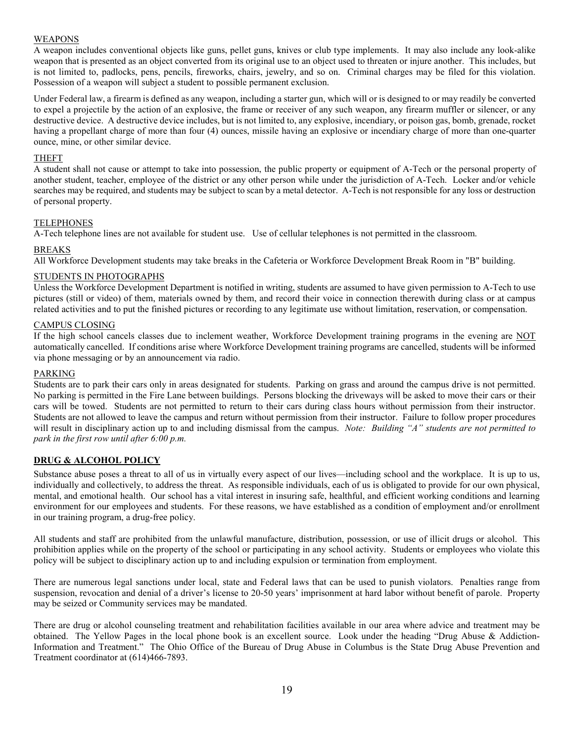### WEAPONS

A weapon includes conventional objects like guns, pellet guns, knives or club type implements. It may also include any look-alike weapon that is presented as an object converted from its original use to an object used to threaten or injure another. This includes, but is not limited to, padlocks, pens, pencils, fireworks, chairs, jewelry, and so on. Criminal charges may be filed for this violation. Possession of a weapon will subject a student to possible permanent exclusion.

Under Federal law, a firearm is defined as any weapon, including a starter gun, which will or is designed to or may readily be converted to expel a projectile by the action of an explosive, the frame or receiver of any such weapon, any firearm muffler or silencer, or any destructive device. A destructive device includes, but is not limited to, any explosive, incendiary, or poison gas, bomb, grenade, rocket having a propellant charge of more than four (4) ounces, missile having an explosive or incendiary charge of more than one-quarter ounce, mine, or other similar device.

### THEFT

A student shall not cause or attempt to take into possession, the public property or equipment of A-Tech or the personal property of another student, teacher, employee of the district or any other person while under the jurisdiction of A-Tech. Locker and/or vehicle searches may be required, and students may be subject to scan by a metal detector. A-Tech is not responsible for any loss or destruction of personal property.

### TELEPHONES

A-Tech telephone lines are not available for student use. Use of cellular telephones is not permitted in the classroom.

### BREAKS

All Workforce Development students may take breaks in the Cafeteria or Workforce Development Break Room in "B" building.

### STUDENTS IN PHOTOGRAPHS

Unless the Workforce Development Department is notified in writing, students are assumed to have given permission to A-Tech to use pictures (still or video) of them, materials owned by them, and record their voice in connection therewith during class or at campus related activities and to put the finished pictures or recording to any legitimate use without limitation, reservation, or compensation.

### CAMPUS CLOSING

If the high school cancels classes due to inclement weather, Workforce Development training programs in the evening are NOT automatically cancelled. If conditions arise where Workforce Development training programs are cancelled, students will be informed via phone messaging or by an announcement via radio.

### PARKING

Students are to park their cars only in areas designated for students. Parking on grass and around the campus drive is not permitted. No parking is permitted in the Fire Lane between buildings. Persons blocking the driveways will be asked to move their cars or their cars will be towed. Students are not permitted to return to their cars during class hours without permission from their instructor. Students are not allowed to leave the campus and return without permission from their instructor. Failure to follow proper procedures will result in disciplinary action up to and including dismissal from the campus. *Note: Building "A" students are not permitted to park in the first row until after 6:00 p.m.*

## DRUG & ALCOHOL POLICY

Substance abuse poses a threat to all of us in virtually every aspect of our lives—including school and the workplace. It is up to us, individually and collectively, to address the threat. As responsible individuals, each of us is obligated to provide for our own physical, mental, and emotional health. Our school has a vital interest in insuring safe, healthful, and efficient working conditions and learning environment for our employees and students. For these reasons, we have established as a condition of employment and/or enrollment in our training program, a drug-free policy.

All students and staff are prohibited from the unlawful manufacture, distribution, possession, or use of illicit drugs or alcohol. This prohibition applies while on the property of the school or participating in any school activity. Students or employees who violate this policy will be subject to disciplinary action up to and including expulsion or termination from employment.

There are numerous legal sanctions under local, state and Federal laws that can be used to punish violators. Penalties range from suspension, revocation and denial of a driver's license to 20-50 years' imprisonment at hard labor without benefit of parole. Property may be seized or Community services may be mandated.

There are drug or alcohol counseling treatment and rehabilitation facilities available in our area where advice and treatment may be obtained. The Yellow Pages in the local phone book is an excellent source. Look under the heading "Drug Abuse & Addiction-Information and Treatment." The Ohio Office of the Bureau of Drug Abuse in Columbus is the State Drug Abuse Prevention and Treatment coordinator at (614)466-7893.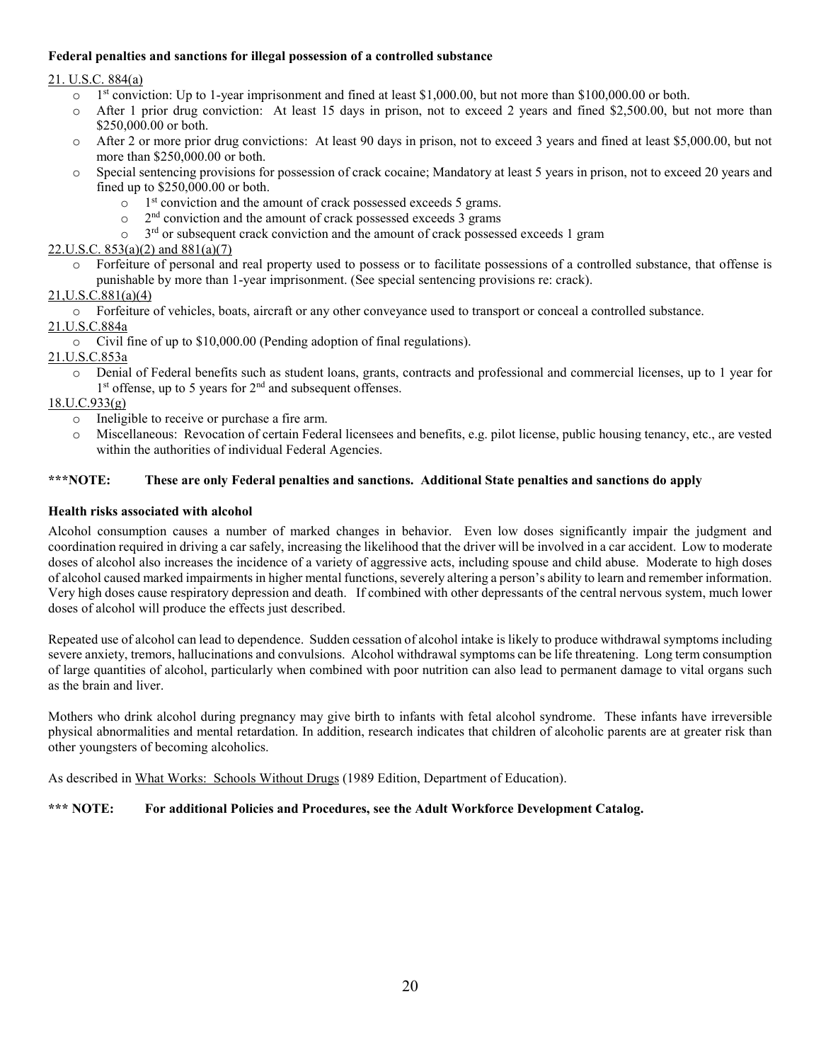**Federal penalties and sanctions for illegal possession of a controlled substance**

21. U.S.C. 884(a)

- 1st conviction: Up to 1-year imprisonment and fined at least $1,000.00, but not more than $100,000.00 or both.
- After 1 prior drug conviction: At least 15 days in prison, not to exceed 2 years and fined $2,500.00, but not more than $250,000.00 or both.
- After 2 or more prior drug convictions: At least 90 days in prison, not to exceed 3 years and fined at least $5,000.00, but not more than $250,000.00 or both.
- Special sentencing provisions for possession of crack cocaine; Mandatory at least 5 years in prison, not to exceed 20 years and fined up to $250,000.00 or both.
  - 1st conviction and the amount of crack possessed exceeds 5 grams.
  - 2nd conviction and the amount of crack possessed exceeds 3 grams
  - 3rd or subsequent crack conviction and the amount of crack possessed exceeds 1 gram

22.U.S.C. 853(a)(2) and 881(a)(7)

- Forfeiture of personal and real property used to possess or to facilitate possessions of a controlled substance, that offense is punishable by more than 1-year imprisonment. (See special sentencing provisions re: crack).

21,U.S.C.881(a)(4)

- Forfeiture of vehicles, boats, aircraft or any other conveyance used to transport or conceal a controlled substance.

21.U.S.C.884a

- Civil fine of up to $10,000.00 (Pending adoption of final regulations).

21.U.S.C.853a

- Denial of Federal benefits such as student loans, grants, contracts and professional and commercial licenses, up to 1 year for 1st offense, up to 5 years for 2nd and subsequent offenses.

18.U.C.933(g)

- Ineligible to receive or purchase a fire arm.
- Miscellaneous: Revocation of certain Federal licensees and benefits, e.g. pilot license, public housing tenancy, etc., are vested within the authorities of individual Federal Agencies.

**\*\*\*NOTE: These are only Federal penalties and sanctions. Additional State penalties and sanctions do apply**

**Health risks associated with alcohol**

Alcohol consumption causes a number of marked changes in behavior. Even low doses significantly impair the judgment and coordination required in driving a car safely, increasing the likelihood that the driver will be involved in a car accident. Low to moderate doses of alcohol also increases the incidence of a variety of aggressive acts, including spouse and child abuse. Moderate to high doses of alcohol caused marked impairments in higher mental functions, severely altering a person's ability to learn and remember information. Very high doses cause respiratory depression and death. If combined with other depressants of the central nervous system, much lower doses of alcohol will produce the effects just described.

Repeated use of alcohol can lead to dependence. Sudden cessation of alcohol intake is likely to produce withdrawal symptoms including severe anxiety, tremors, hallucinations and convulsions. Alcohol withdrawal symptoms can be life threatening. Long term consumption of large quantities of alcohol, particularly when combined with poor nutrition can also lead to permanent damage to vital organs such as the brain and liver.

Mothers who drink alcohol during pregnancy may give birth to infants with fetal alcohol syndrome. These infants have irreversible physical abnormalities and mental retardation. In addition, research indicates that children of alcoholic parents are at greater risk than other youngsters of becoming alcoholics.

As described in What Works: Schools Without Drugs (1989 Edition, Department of Education).

**\*\*\* NOTE: For additional Policies and Procedures, see the Adult Workforce Development Catalog.**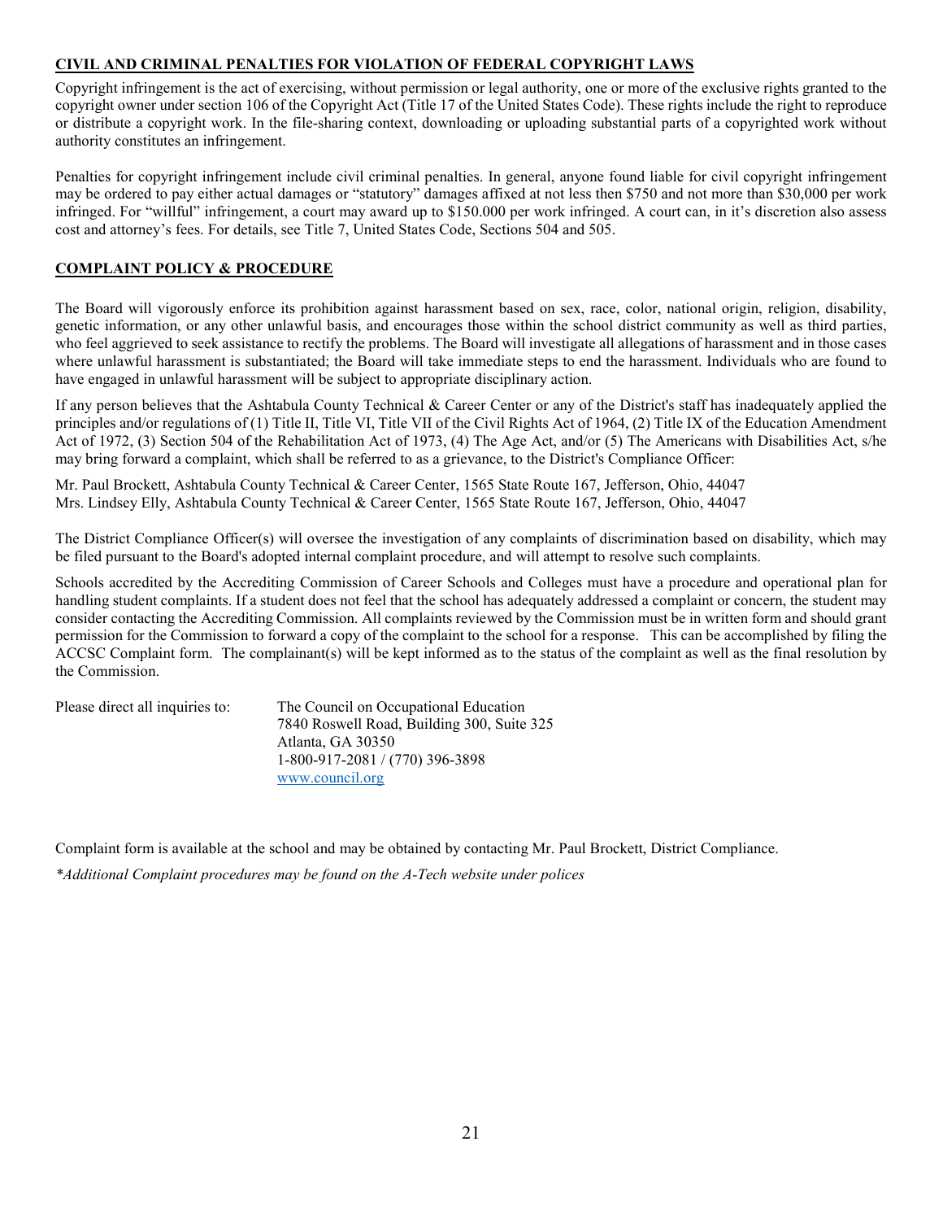## **CIVIL AND CRIMINAL PENALTIES FOR VIOLATION OF FEDERAL COPYRIGHT LAWS**

Copyright infringement is the act of exercising, without permission or legal authority, one or more of the exclusive rights granted to the copyright owner under section 106 of the Copyright Act (Title 17 of the United States Code). These rights include the right to reproduce or distribute a copyright work. In the file-sharing context, downloading or uploading substantial parts of a copyrighted work without authority constitutes an infringement.

Penalties for copyright infringement include civil criminal penalties. In general, anyone found liable for civil copyright infringement may be ordered to pay either actual damages or "statutory" damages affixed at not less then $750 and not more than $30,000 per work infringed. For "willful" infringement, a court may award up to $150.000 per work infringed. A court can, in it's discretion also assess cost and attorney's fees. For details, see Title 7, United States Code, Sections 504 and 505.

## **COMPLAINT POLICY & PROCEDURE**

The Board will vigorously enforce its prohibition against harassment based on sex, race, color, national origin, religion, disability, genetic information, or any other unlawful basis, and encourages those within the school district community as well as third parties, who feel aggrieved to seek assistance to rectify the problems. The Board will investigate all allegations of harassment and in those cases where unlawful harassment is substantiated; the Board will take immediate steps to end the harassment. Individuals who are found to have engaged in unlawful harassment will be subject to appropriate disciplinary action.

If any person believes that the Ashtabula County Technical & Career Center or any of the District's staff has inadequately applied the principles and/or regulations of (1) Title II, Title VI, Title VII of the Civil Rights Act of 1964, (2) Title IX of the Education Amendment Act of 1972, (3) Section 504 of the Rehabilitation Act of 1973, (4) The Age Act, and/or (5) The Americans with Disabilities Act, s/he may bring forward a complaint, which shall be referred to as a grievance, to the District's Compliance Officer:

Mr. Paul Brockett, Ashtabula County Technical & Career Center, 1565 State Route 167, Jefferson, Ohio, 44047
Mrs. Lindsey Elly, Ashtabula County Technical & Career Center, 1565 State Route 167, Jefferson, Ohio, 44047

The District Compliance Officer(s) will oversee the investigation of any complaints of discrimination based on disability, which may be filed pursuant to the Board's adopted internal complaint procedure, and will attempt to resolve such complaints.

Schools accredited by the Accrediting Commission of Career Schools and Colleges must have a procedure and operational plan for handling student complaints. If a student does not feel that the school has adequately addressed a complaint or concern, the student may consider contacting the Accrediting Commission. All complaints reviewed by the Commission must be in written form and should grant permission for the Commission to forward a copy of the complaint to the school for a response. This can be accomplished by filing the ACCSC Complaint form. The complainant(s) will be kept informed as to the status of the complaint as well as the final resolution by the Commission.

Please direct all inquiries to:
The Council on Occupational Education
7840 Roswell Road, Building 300, Suite 325
Atlanta, GA 30350
1-800-917-2081 / (770) 396-3898
www.council.org

Complaint form is available at the school and may be obtained by contacting Mr. Paul Brockett, District Compliance.

*\*Additional Complaint procedures may be found on the A-Tech website under polices*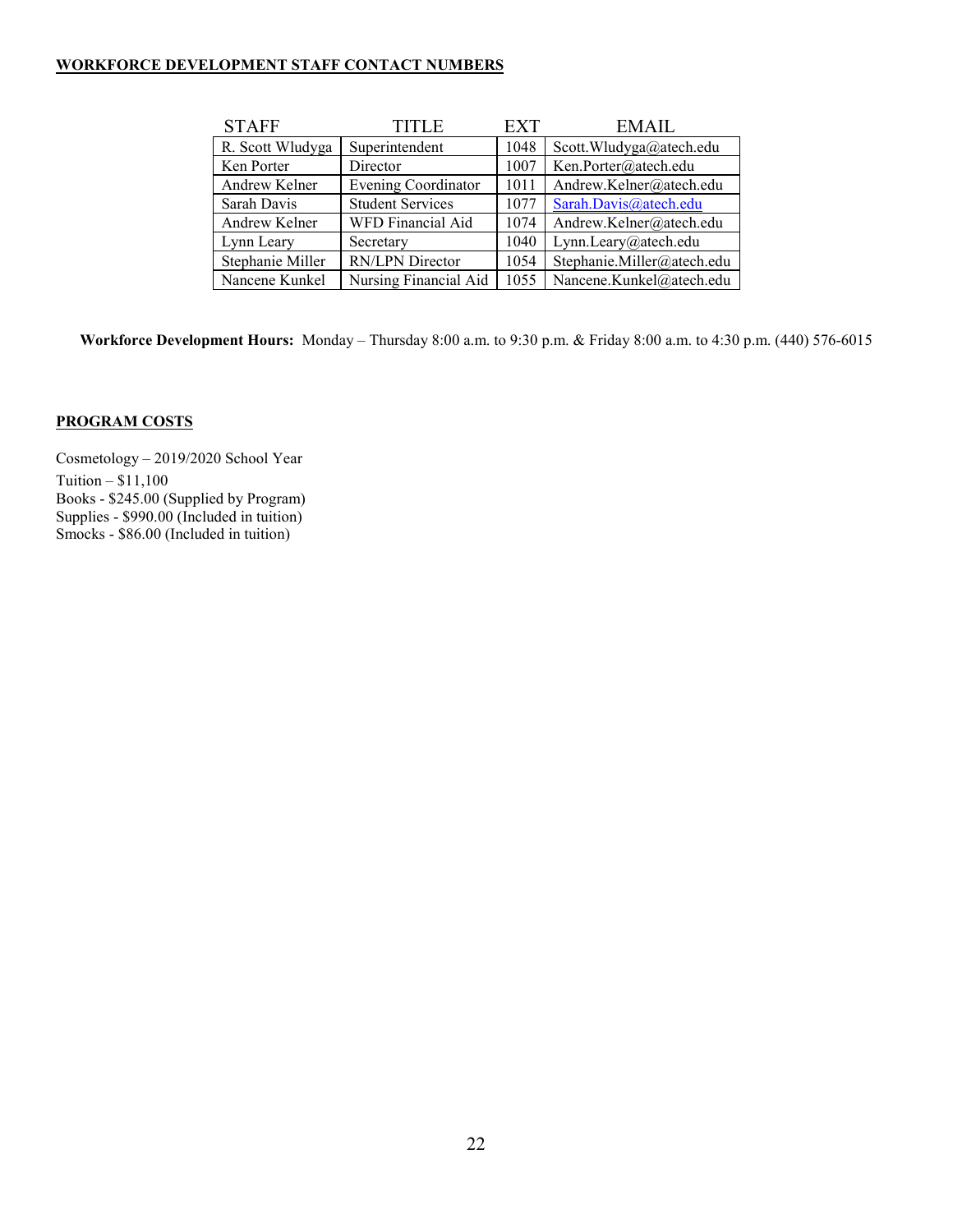**WORKFORCE DEVELOPMENT STAFF CONTACT NUMBERS**

| STAFF | TITLE | EXT | EMAIL |
|---|---|---|---|
| R. Scott Wludyga | Superintendent | 1048 | Scott.Wludyga@atech.edu |
| Ken Porter | Director | 1007 | Ken.Porter@atech.edu |
| Andrew Kelner | Evening Coordinator | 1011 | Andrew.Kelner@atech.edu |
| Sarah Davis | Student Services | 1077 | Sarah.Davis@atech.edu |
| Andrew Kelner | WFD Financial Aid | 1074 | Andrew.Kelner@atech.edu |
| Lynn Leary | Secretary | 1040 | Lynn.Leary@atech.edu |
| Stephanie Miller | RN/LPN Director | 1054 | Stephanie.Miller@atech.edu |
| Nancene Kunkel | Nursing Financial Aid | 1055 | Nancene.Kunkel@atech.edu |

**Workforce Development Hours:** Monday – Thursday 8:00 a.m. to 9:30 p.m. & Friday 8:00 a.m. to 4:30 p.m. (440) 576-6015

**PROGRAM COSTS**

Cosmetology – 2019/2020 School Year
Tuition – $11,100
Books - $245.00 (Supplied by Program)
Supplies - $990.00 (Included in tuition)
Smocks - $86.00 (Included in tuition)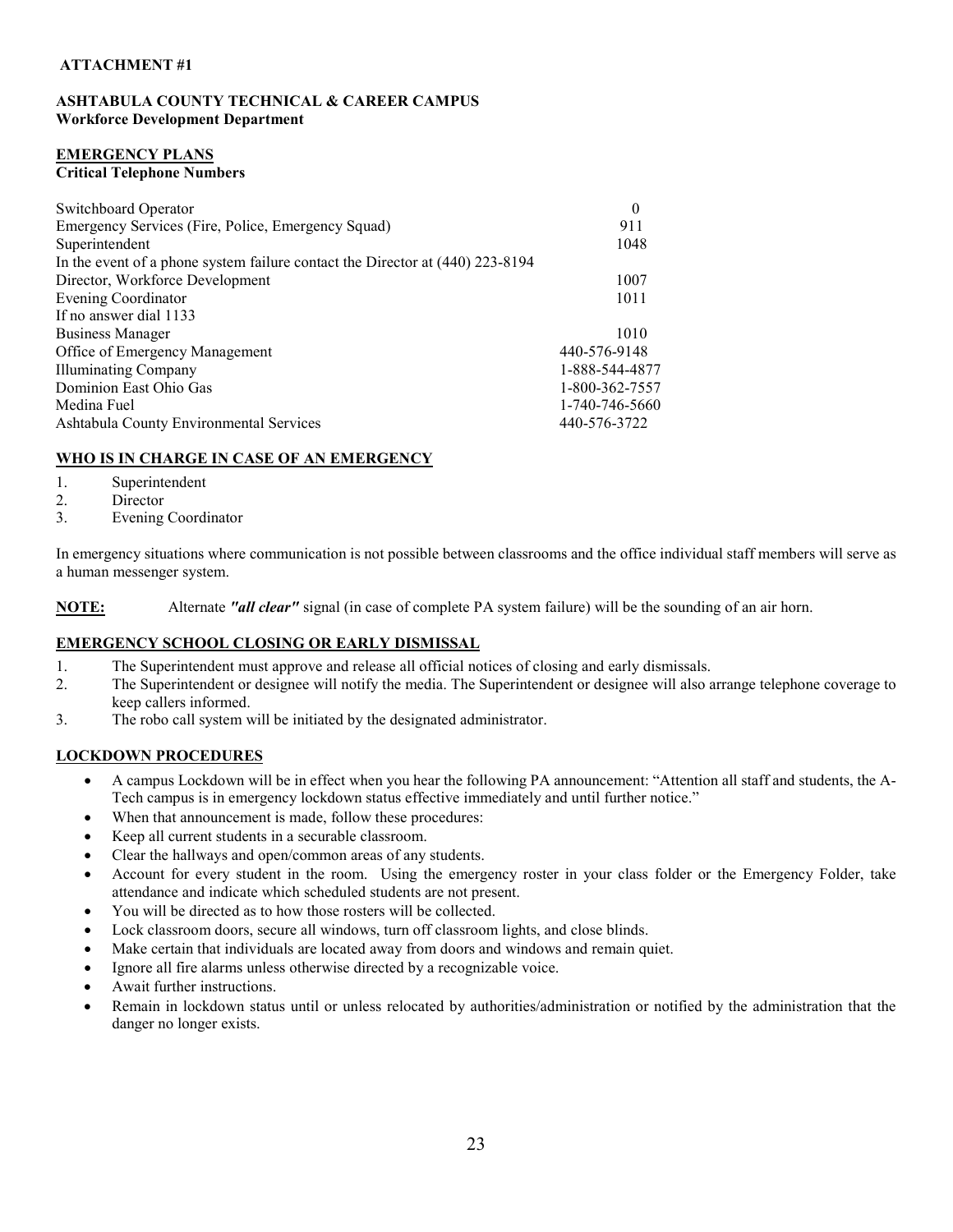**ATTACHMENT #1**

**ASHTABULA COUNTY TECHNICAL & CAREER CAMPUS**
**Workforce Development Department**

**EMERGENCY PLANS**
**Critical Telephone Numbers**

| | |
|---|---|
| Switchboard Operator | 0 |
| Emergency Services (Fire, Police, Emergency Squad) | 911 |
| Superintendent | 1048 |
| In the event of a phone system failure contact the Director at (440) 223-8194 | |
| Director, Workforce Development | 1007 |
| Evening Coordinator | 1011 |
| If no answer dial 1133 | |
| Business Manager | 1010 |
| Office of Emergency Management | 440-576-9148 |
| Illuminating Company | 1-888-544-4877 |
| Dominion East Ohio Gas | 1-800-362-7557 |
| Medina Fuel | 1-740-746-5660 |
| Ashtabula County Environmental Services | 440-576-3722 |

**WHO IS IN CHARGE IN CASE OF AN EMERGENCY**

1. Superintendent
2. Director
3. Evening Coordinator

In emergency situations where communication is not possible between classrooms and the office individual staff members will serve as a human messenger system.

**NOTE:** Alternate ***"all clear"*** signal (in case of complete PA system failure) will be the sounding of an air horn.

**EMERGENCY SCHOOL CLOSING OR EARLY DISMISSAL**

1. The Superintendent must approve and release all official notices of closing and early dismissals.
2. The Superintendent or designee will notify the media. The Superintendent or designee will also arrange telephone coverage to keep callers informed.
3. The robo call system will be initiated by the designated administrator.

**LOCKDOWN PROCEDURES**

- A campus Lockdown will be in effect when you hear the following PA announcement: "Attention all staff and students, the A-Tech campus is in emergency lockdown status effective immediately and until further notice."
- When that announcement is made, follow these procedures:
- Keep all current students in a securable classroom.
- Clear the hallways and open/common areas of any students.
- Account for every student in the room. Using the emergency roster in your class folder or the Emergency Folder, take attendance and indicate which scheduled students are not present.
- You will be directed as to how those rosters will be collected.
- Lock classroom doors, secure all windows, turn off classroom lights, and close blinds.
- Make certain that individuals are located away from doors and windows and remain quiet.
- Ignore all fire alarms unless otherwise directed by a recognizable voice.
- Await further instructions.
- Remain in lockdown status until or unless relocated by authorities/administration or notified by the administration that the danger no longer exists.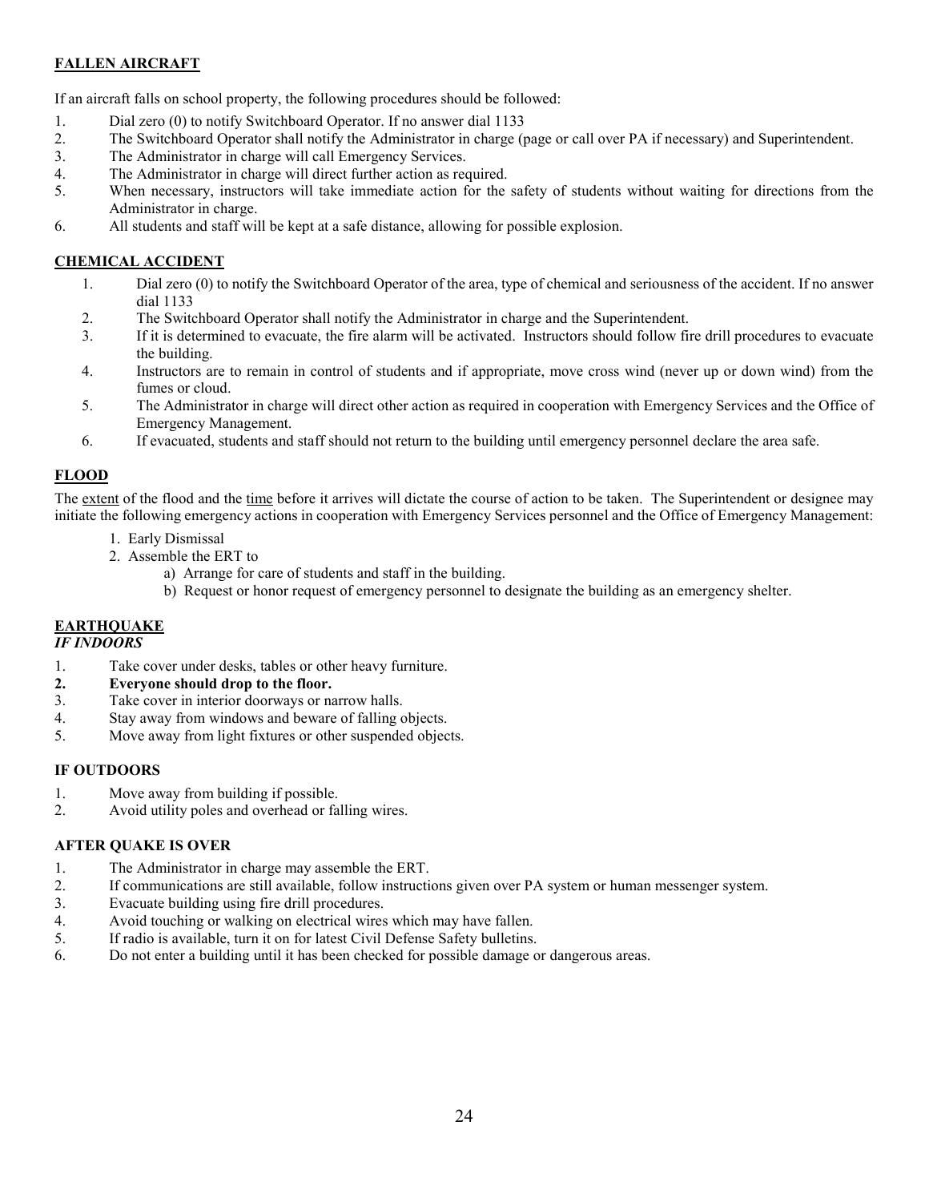## FALLEN AIRCRAFT

If an aircraft falls on school property, the following procedures should be followed:

1. Dial zero (0) to notify Switchboard Operator. If no answer dial 1133
2. The Switchboard Operator shall notify the Administrator in charge (page or call over PA if necessary) and Superintendent.
3. The Administrator in charge will call Emergency Services.
4. The Administrator in charge will direct further action as required.
5. When necessary, instructors will take immediate action for the safety of students without waiting for directions from the Administrator in charge.
6. All students and staff will be kept at a safe distance, allowing for possible explosion.

## CHEMICAL ACCIDENT

1. Dial zero (0) to notify the Switchboard Operator of the area, type of chemical and seriousness of the accident. If no answer dial 1133
2. The Switchboard Operator shall notify the Administrator in charge and the Superintendent.
3. If it is determined to evacuate, the fire alarm will be activated. Instructors should follow fire drill procedures to evacuate the building.
4. Instructors are to remain in control of students and if appropriate, move cross wind (never up or down wind) from the fumes or cloud.
5. The Administrator in charge will direct other action as required in cooperation with Emergency Services and the Office of Emergency Management.
6. If evacuated, students and staff should not return to the building until emergency personnel declare the area safe.

## FLOOD

The extent of the flood and the time before it arrives will dictate the course of action to be taken. The Superintendent or designee may initiate the following emergency actions in cooperation with Emergency Services personnel and the Office of Emergency Management:

1. Early Dismissal
2. Assemble the ERT to
   a) Arrange for care of students and staff in the building.
   b) Request or honor request of emergency personnel to designate the building as an emergency shelter.

## EARTHQUAKE

### *IF INDOORS*

1. Take cover under desks, tables or other heavy furniture.
2. **Everyone should drop to the floor.**
3. Take cover in interior doorways or narrow halls.
4. Stay away from windows and beware of falling objects.
5. Move away from light fixtures or other suspended objects.

### IF OUTDOORS

1. Move away from building if possible.
2. Avoid utility poles and overhead or falling wires.

### AFTER QUAKE IS OVER

1. The Administrator in charge may assemble the ERT.
2. If communications are still available, follow instructions given over PA system or human messenger system.
3. Evacuate building using fire drill procedures.
4. Avoid touching or walking on electrical wires which may have fallen.
5. If radio is available, turn it on for latest Civil Defense Safety bulletins.
6. Do not enter a building until it has been checked for possible damage or dangerous areas.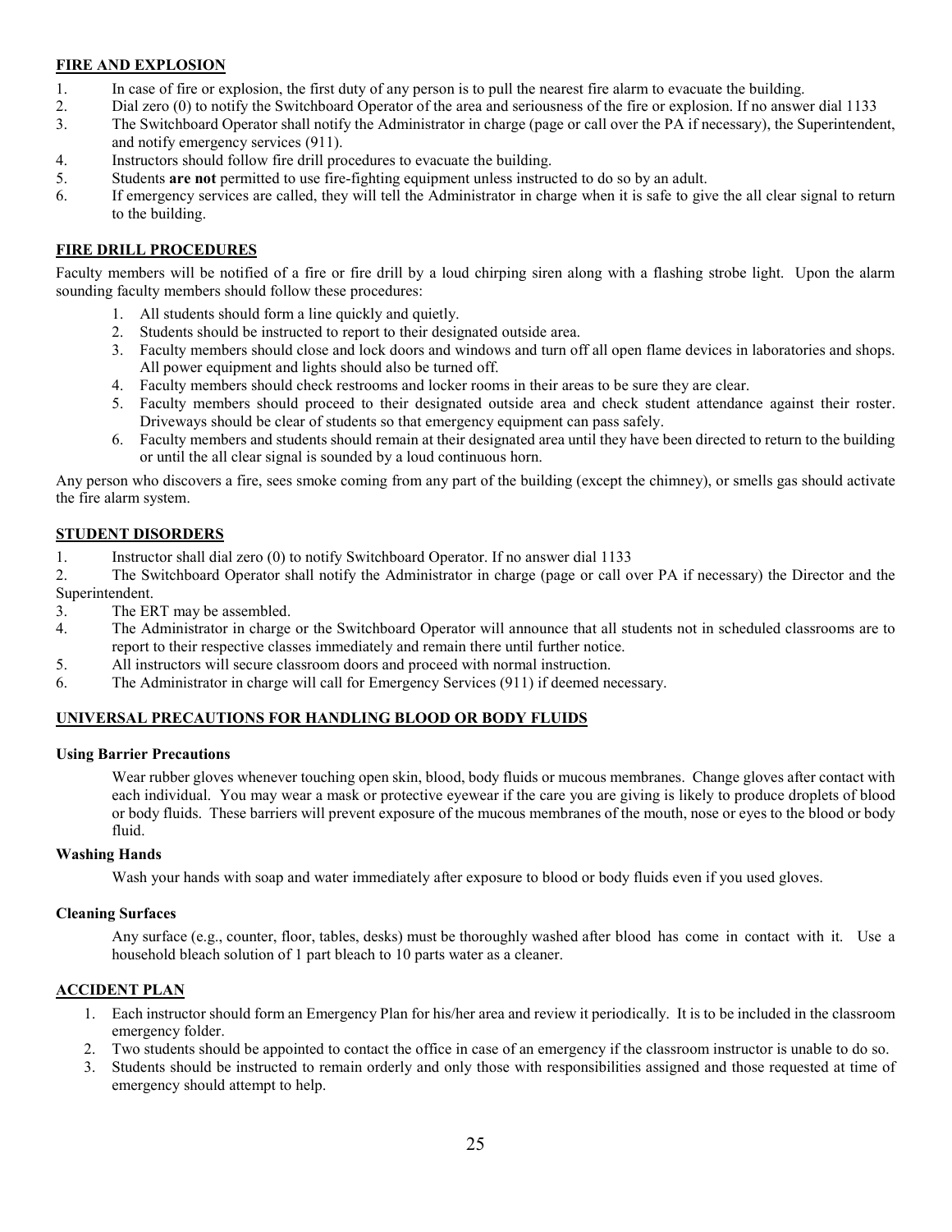## FIRE AND EXPLOSION

1. In case of fire or explosion, the first duty of any person is to pull the nearest fire alarm to evacuate the building.
2. Dial zero (0) to notify the Switchboard Operator of the area and seriousness of the fire or explosion. If no answer dial 1133
3. The Switchboard Operator shall notify the Administrator in charge (page or call over the PA if necessary), the Superintendent, and notify emergency services (911).
4. Instructors should follow fire drill procedures to evacuate the building.
5. Students **are not** permitted to use fire-fighting equipment unless instructed to do so by an adult.
6. If emergency services are called, they will tell the Administrator in charge when it is safe to give the all clear signal to return to the building.

## FIRE DRILL PROCEDURES

Faculty members will be notified of a fire or fire drill by a loud chirping siren along with a flashing strobe light. Upon the alarm sounding faculty members should follow these procedures:

1. All students should form a line quickly and quietly.
2. Students should be instructed to report to their designated outside area.
3. Faculty members should close and lock doors and windows and turn off all open flame devices in laboratories and shops. All power equipment and lights should also be turned off.
4. Faculty members should check restrooms and locker rooms in their areas to be sure they are clear.
5. Faculty members should proceed to their designated outside area and check student attendance against their roster. Driveways should be clear of students so that emergency equipment can pass safely.
6. Faculty members and students should remain at their designated area until they have been directed to return to the building or until the all clear signal is sounded by a loud continuous horn.

Any person who discovers a fire, sees smoke coming from any part of the building (except the chimney), or smells gas should activate the fire alarm system.

## STUDENT DISORDERS

1. Instructor shall dial zero (0) to notify Switchboard Operator. If no answer dial 1133
2. The Switchboard Operator shall notify the Administrator in charge (page or call over PA if necessary) the Director and the Superintendent.
3. The ERT may be assembled.
4. The Administrator in charge or the Switchboard Operator will announce that all students not in scheduled classrooms are to report to their respective classes immediately and remain there until further notice.
5. All instructors will secure classroom doors and proceed with normal instruction.
6. The Administrator in charge will call for Emergency Services (911) if deemed necessary.

## UNIVERSAL PRECAUTIONS FOR HANDLING BLOOD OR BODY FLUIDS

### Using Barrier Precautions

Wear rubber gloves whenever touching open skin, blood, body fluids or mucous membranes. Change gloves after contact with each individual. You may wear a mask or protective eyewear if the care you are giving is likely to produce droplets of blood or body fluids. These barriers will prevent exposure of the mucous membranes of the mouth, nose or eyes to the blood or body fluid.

### Washing Hands

Wash your hands with soap and water immediately after exposure to blood or body fluids even if you used gloves.

### Cleaning Surfaces

Any surface (e.g., counter, floor, tables, desks) must be thoroughly washed after blood has come in contact with it. Use a household bleach solution of 1 part bleach to 10 parts water as a cleaner.

## ACCIDENT PLAN

1. Each instructor should form an Emergency Plan for his/her area and review it periodically. It is to be included in the classroom emergency folder.
2. Two students should be appointed to contact the office in case of an emergency if the classroom instructor is unable to do so.
3. Students should be instructed to remain orderly and only those with responsibilities assigned and those requested at time of emergency should attempt to help.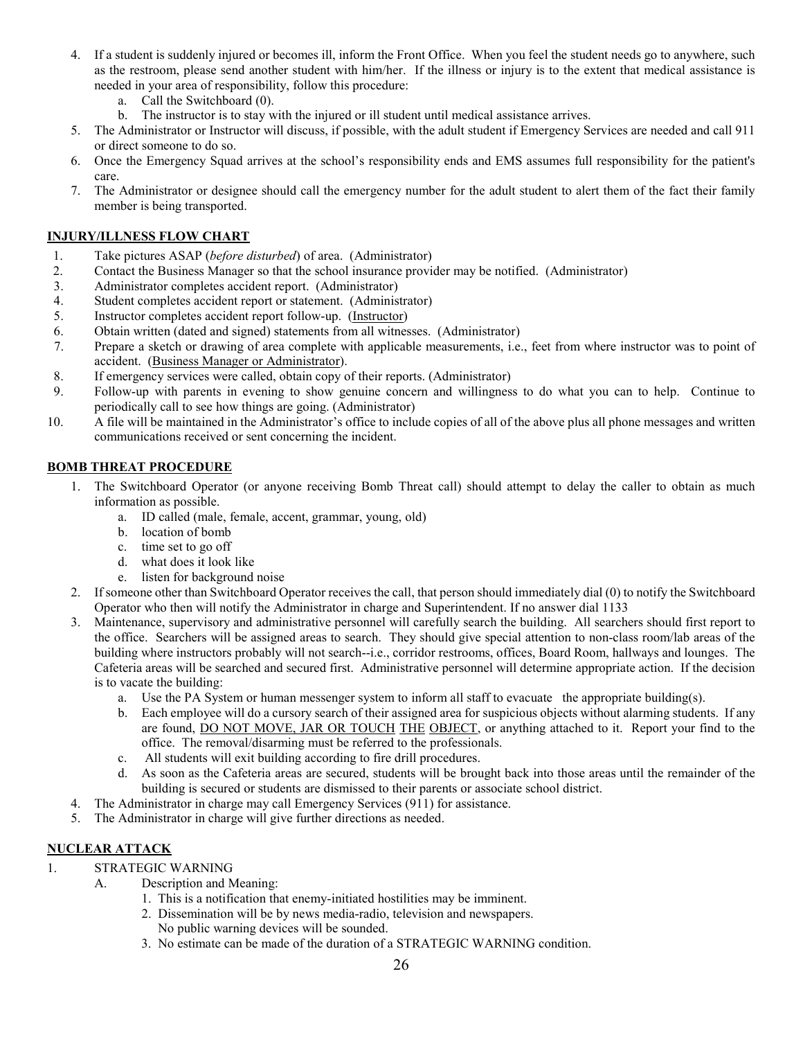4. If a student is suddenly injured or becomes ill, inform the Front Office. When you feel the student needs go to anywhere, such as the restroom, please send another student with him/her. If the illness or injury is to the extent that medical assistance is needed in your area of responsibility, follow this procedure:
   a. Call the Switchboard (0).
   b. The instructor is to stay with the injured or ill student until medical assistance arrives.
5. The Administrator or Instructor will discuss, if possible, with the adult student if Emergency Services are needed and call 911 or direct someone to do so.
6. Once the Emergency Squad arrives at the school's responsibility ends and EMS assumes full responsibility for the patient's care.
7. The Administrator or designee should call the emergency number for the adult student to alert them of the fact their family member is being transported.

## INJURY/ILLNESS FLOW CHART

1. Take pictures ASAP (*before disturbed*) of area. (Administrator)
2. Contact the Business Manager so that the school insurance provider may be notified. (Administrator)
3. Administrator completes accident report. (Administrator)
4. Student completes accident report or statement. (Administrator)
5. Instructor completes accident report follow-up. (Instructor)
6. Obtain written (dated and signed) statements from all witnesses. (Administrator)
7. Prepare a sketch or drawing of area complete with applicable measurements, i.e., feet from where instructor was to point of accident. (Business Manager or Administrator).
8. If emergency services were called, obtain copy of their reports. (Administrator)
9. Follow-up with parents in evening to show genuine concern and willingness to do what you can to help. Continue to periodically call to see how things are going. (Administrator)
10. A file will be maintained in the Administrator's office to include copies of all of the above plus all phone messages and written communications received or sent concerning the incident.

## BOMB THREAT PROCEDURE

1. The Switchboard Operator (or anyone receiving Bomb Threat call) should attempt to delay the caller to obtain as much information as possible.
   a. ID called (male, female, accent, grammar, young, old)
   b. location of bomb
   c. time set to go off
   d. what does it look like
   e. listen for background noise
2. If someone other than Switchboard Operator receives the call, that person should immediately dial (0) to notify the Switchboard Operator who then will notify the Administrator in charge and Superintendent. If no answer dial 1133
3. Maintenance, supervisory and administrative personnel will carefully search the building. All searchers should first report to the office. Searchers will be assigned areas to search. They should give special attention to non-class room/lab areas of the building where instructors probably will not search--i.e., corridor restrooms, offices, Board Room, hallways and lounges. The Cafeteria areas will be searched and secured first. Administrative personnel will determine appropriate action. If the decision is to vacate the building:
   a. Use the PA System or human messenger system to inform all staff to evacuate the appropriate building(s).
   b. Each employee will do a cursory search of their assigned area for suspicious objects without alarming students. If any are found, DO NOT MOVE, JAR OR TOUCH THE OBJECT, or anything attached to it. Report your find to the office. The removal/disarming must be referred to the professionals.
   c. All students will exit building according to fire drill procedures.
   d. As soon as the Cafeteria areas are secured, students will be brought back into those areas until the remainder of the building is secured or students are dismissed to their parents or associate school district.
4. The Administrator in charge may call Emergency Services (911) for assistance.
5. The Administrator in charge will give further directions as needed.

## NUCLEAR ATTACK

1. STRATEGIC WARNING
   A. Description and Meaning:
      1. This is a notification that enemy-initiated hostilities may be imminent.
      2. Dissemination will be by news media-radio, television and newspapers. No public warning devices will be sounded.
      3. No estimate can be made of the duration of a STRATEGIC WARNING condition.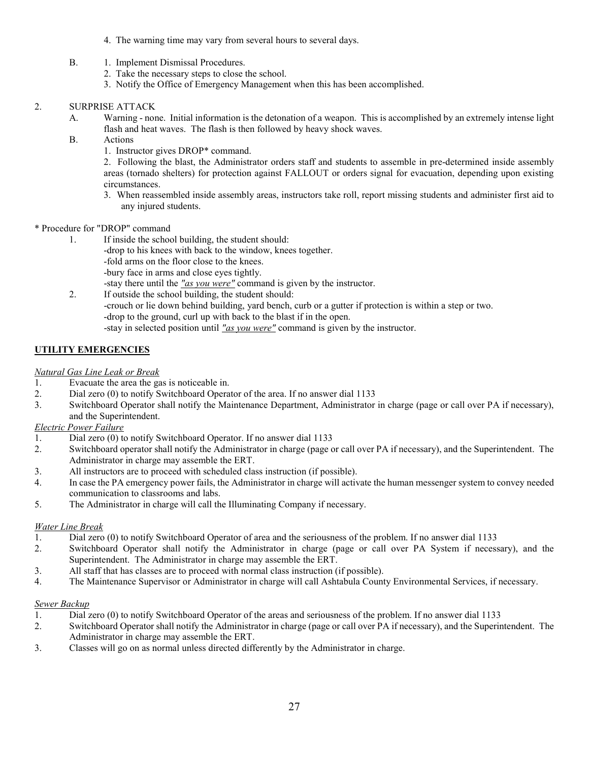4. The warning time may vary from several hours to several days.

B. 1. Implement Dismissal Procedures.
   2. Take the necessary steps to close the school.
   3. Notify the Office of Emergency Management when this has been accomplished.

2. SURPRISE ATTACK
   A. Warning - none. Initial information is the detonation of a weapon. This is accomplished by an extremely intense light flash and heat waves. The flash is then followed by heavy shock waves.
   B. Actions
      1. Instructor gives DROP* command.
      2. Following the blast, the Administrator orders staff and students to assemble in pre-determined inside assembly areas (tornado shelters) for protection against FALLOUT or orders signal for evacuation, depending upon existing circumstances.
      3. When reassembled inside assembly areas, instructors take roll, report missing students and administer first aid to any injured students.

* Procedure for "DROP" command

1. If inside the school building, the student should:
   -drop to his knees with back to the window, knees together.
   -fold arms on the floor close to the knees.
   -bury face in arms and close eyes tightly.
   -stay there until the <u>*"as you were"*</u> command is given by the instructor.
2. If outside the school building, the student should:
   -crouch or lie down behind building, yard bench, curb or a gutter if protection is within a step or two.
   -drop to the ground, curl up with back to the blast if in the open.
   -stay in selected position until <u>*"as you were"*</u> command is given by the instructor.

## <u>**UTILITY EMERGENCIES**</u>

<u>*Natural Gas Line Leak or Break*</u>

1. Evacuate the area the gas is noticeable in.
2. Dial zero (0) to notify Switchboard Operator of the area. If no answer dial 1133
3. Switchboard Operator shall notify the Maintenance Department, Administrator in charge (page or call over PA if necessary), and the Superintendent.

<u>*Electric Power Failure*</u>

1. Dial zero (0) to notify Switchboard Operator. If no answer dial 1133
2. Switchboard operator shall notify the Administrator in charge (page or call over PA if necessary), and the Superintendent. The Administrator in charge may assemble the ERT.
3. All instructors are to proceed with scheduled class instruction (if possible).
4. In case the PA emergency power fails, the Administrator in charge will activate the human messenger system to convey needed communication to classrooms and labs.
5. The Administrator in charge will call the Illuminating Company if necessary.

<u>*Water Line Break*</u>

1. Dial zero (0) to notify Switchboard Operator of area and the seriousness of the problem. If no answer dial 1133
2. Switchboard Operator shall notify the Administrator in charge (page or call over PA System if necessary), and the Superintendent. The Administrator in charge may assemble the ERT.
3. All staff that has classes are to proceed with normal class instruction (if possible).
4. The Maintenance Supervisor or Administrator in charge will call Ashtabula County Environmental Services, if necessary.

<u>*Sewer Backup*</u>

1. Dial zero (0) to notify Switchboard Operator of the areas and seriousness of the problem. If no answer dial 1133
2. Switchboard Operator shall notify the Administrator in charge (page or call over PA if necessary), and the Superintendent. The Administrator in charge may assemble the ERT.
3. Classes will go on as normal unless directed differently by the Administrator in charge.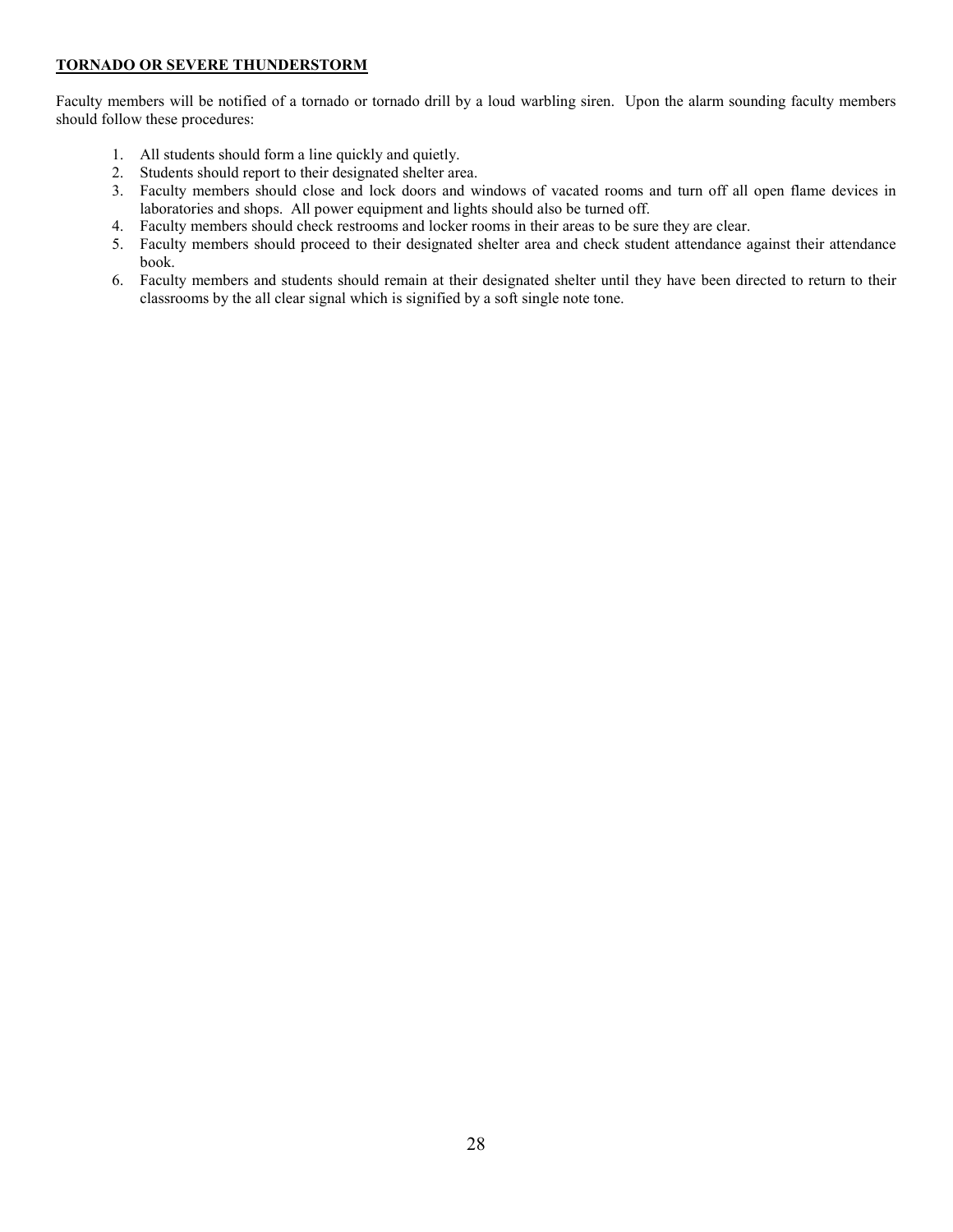**TORNADO OR SEVERE THUNDERSTORM**

Faculty members will be notified of a tornado or tornado drill by a loud warbling siren. Upon the alarm sounding faculty members should follow these procedures:

1. All students should form a line quickly and quietly.
2. Students should report to their designated shelter area.
3. Faculty members should close and lock doors and windows of vacated rooms and turn off all open flame devices in laboratories and shops. All power equipment and lights should also be turned off.
4. Faculty members should check restrooms and locker rooms in their areas to be sure they are clear.
5. Faculty members should proceed to their designated shelter area and check student attendance against their attendance book.
6. Faculty members and students should remain at their designated shelter until they have been directed to return to their classrooms by the all clear signal which is signified by a soft single note tone.